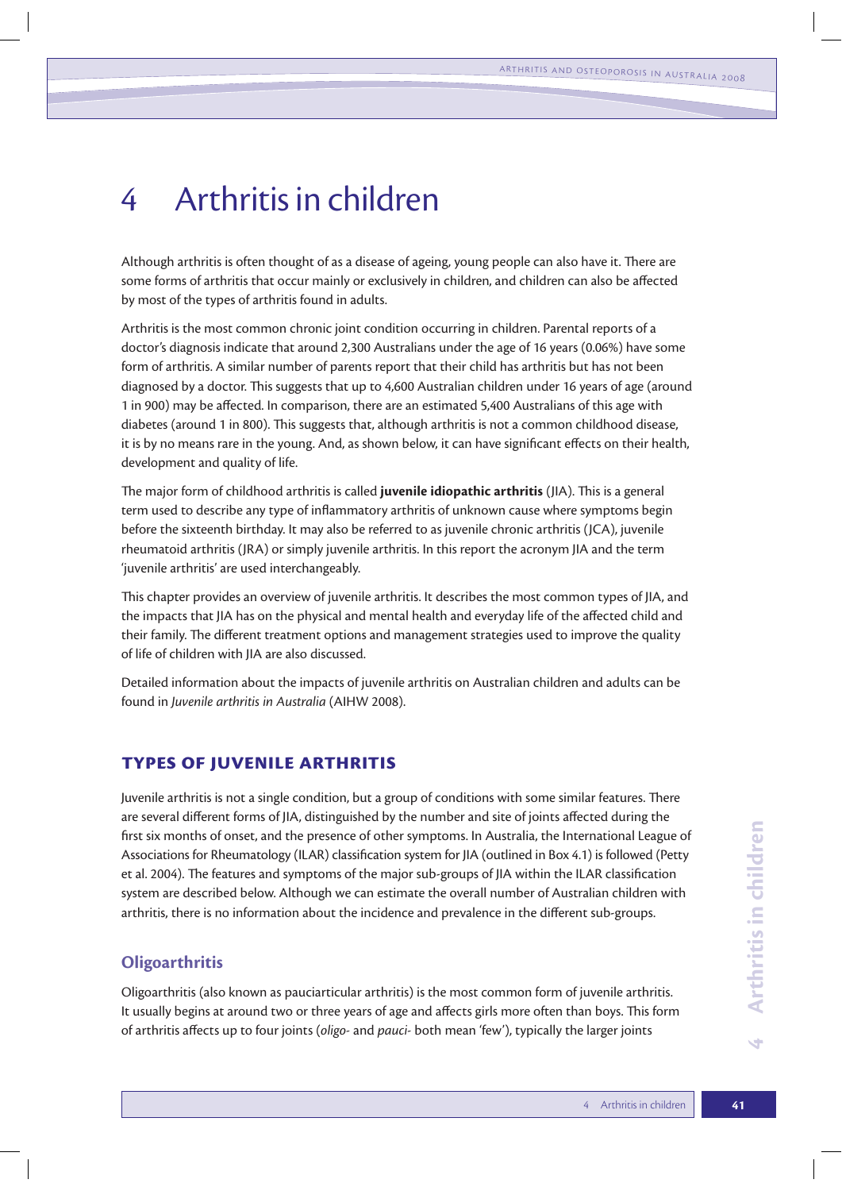# 4 Arthritis in children

Although arthritis is often thought of as a disease of ageing, young people can also have it. There are some forms of arthritis that occur mainly or exclusively in children, and children can also be affected by most of the types of arthritis found in adults.

Arthritis is the most common chronic joint condition occurring in children. Parental reports of a doctor's diagnosis indicate that around 2,300 Australians under the age of 16 years (0.06%) have some form of arthritis. A similar number of parents report that their child has arthritis but has not been diagnosed by a doctor. This suggests that up to 4,600 Australian children under 16 years of age (around 1 in 900) may be affected. In comparison, there are an estimated 5,400 Australians of this age with diabetes (around 1 in 800). This suggests that, although arthritis is not a common childhood disease, it is by no means rare in the young. And, as shown below, it can have significant effects on their health, development and quality of life.

The major form of childhood arthritis is called **juvenile idiopathic arthritis** (JIA). This is a general term used to describe any type of inflammatory arthritis of unknown cause where symptoms begin before the sixteenth birthday. It may also be referred to as juvenile chronic arthritis (JCA), juvenile rheumatoid arthritis (JRA) or simply juvenile arthritis. In this report the acronym JIA and the term 'juvenile arthritis' are used interchangeably.

This chapter provides an overview of juvenile arthritis. It describes the most common types of JIA, and the impacts that JIA has on the physical and mental health and everyday life of the affected child and their family. The different treatment options and management strategies used to improve the quality of life of children with JIA are also discussed.

Detailed information about the impacts of juvenile arthritis on Australian children and adults can be found in *Juvenile arthritis in Australia* (AIHW 2008).

## Types of juvenile arthritis

Juvenile arthritis is not a single condition, but a group of conditions with some similar features. There are several different forms of JIA, distinguished by the number and site of joints affected during the first six months of onset, and the presence of other symptoms. In Australia, the International League of Associations for Rheumatology (ILAR) classification system for JIA (outlined in Box 4.1) is followed (Petty et al. 2004). The features and symptoms of the major sub-groups of JIA within the ILAR classification system are described below. Although we can estimate the overall number of Australian children with arthritis, there is no information about the incidence and prevalence in the different sub-groups.

### Oligoarthritis

Oligoarthritis (also known as pauciarticular arthritis) is the most common form of juvenile arthritis. It usually begins at around two or three years of age and affects girls more often than boys. This form of arthritis affects up to four joints (*oligo-* and *pauci-* both mean 'few'), typically the larger joints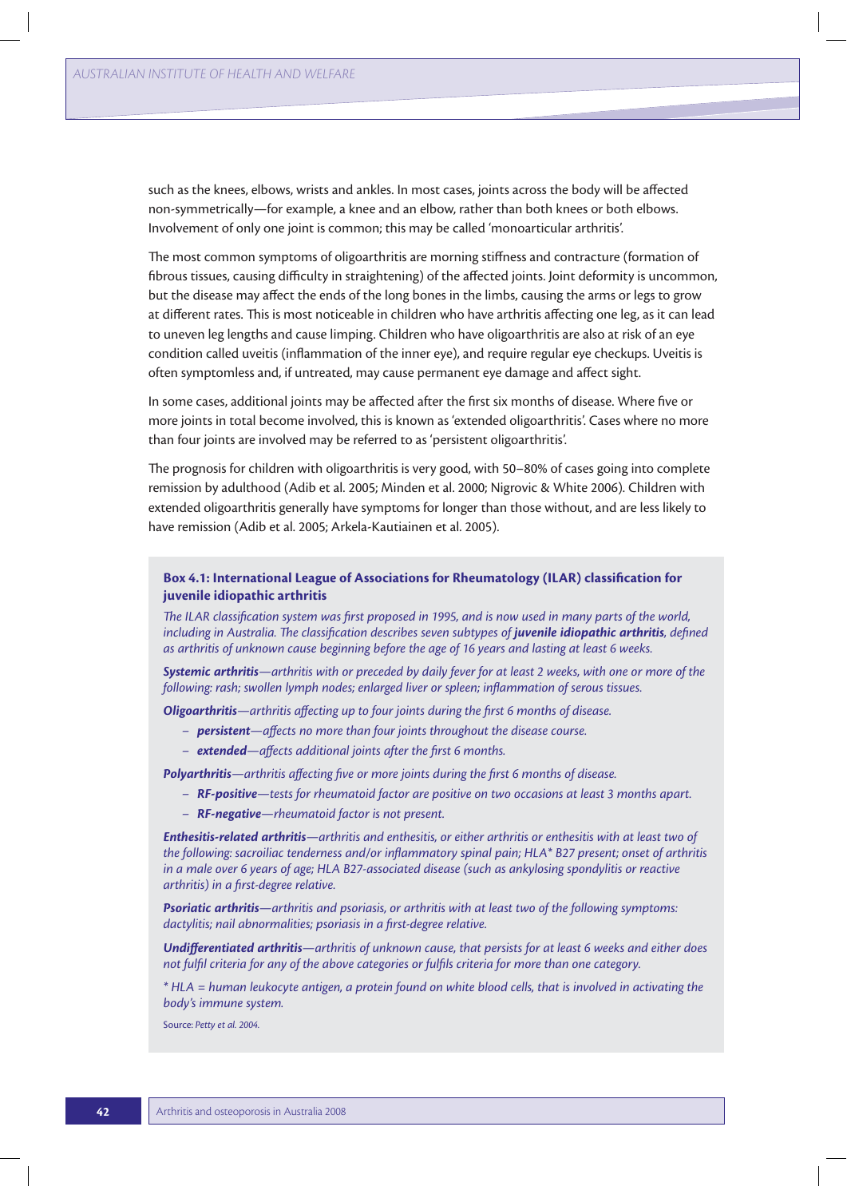such as the knees, elbows, wrists and ankles. In most cases, joints across the body will be affected non-symmetrically—for example, a knee and an elbow, rather than both knees or both elbows. Involvement of only one joint is common; this may be called 'monoarticular arthritis'.

The most common symptoms of oligoarthritis are morning stiffness and contracture (formation of fibrous tissues, causing difficulty in straightening) of the affected joints. Joint deformity is uncommon, but the disease may affect the ends of the long bones in the limbs, causing the arms or legs to grow at different rates. This is most noticeable in children who have arthritis affecting one leg, as it can lead to uneven leg lengths and cause limping. Children who have oligoarthritis are also at risk of an eye condition called uveitis (inflammation of the inner eye), and require regular eye checkups. Uveitis is often symptomless and, if untreated, may cause permanent eye damage and affect sight.

In some cases, additional joints may be affected after the first six months of disease. Where five or more joints in total become involved, this is known as 'extended oligoarthritis'. Cases where no more than four joints are involved may be referred to as 'persistent oligoarthritis'.

The prognosis for children with oligoarthritis is very good, with 50–80% of cases going into complete remission by adulthood (Adib et al. 2005; Minden et al. 2000; Nigrovic & White 2006). Children with extended oligoarthritis generally have symptoms for longer than those without, and are less likely to have remission (Adib et al. 2005; Arkela-Kautiainen et al. 2005).

**Box 4.1: International League of Associations for Rheumatology (ILAR) classification for juvenile idiopathic arthritis**

*The ILAR classification system was first proposed in 1995, and is now used in many parts of the world, including in Australia. The classification describes seven subtypes of* ***juvenile idiopathic arthritis****, defined as arthritis of unknown cause beginning before the age of 16 years and lasting at least 6 weeks.*

***Systemic arthritis****—arthritis with or preceded by daily fever for at least 2 weeks, with one or more of the following: rash; swollen lymph nodes; enlarged liver or spleen; inflammation of serous tissues.*

***Oligoarthritis****—arthritis affecting up to four joints during the first 6 months of disease.*

- ***persistent****—affects no more than four joints throughout the disease course.*
- ***extended****—affects additional joints after the first 6 months.*

***Polyarthritis****—arthritis affecting five or more joints during the first 6 months of disease.*

- ***RF-positive****—tests for rheumatoid factor are positive on two occasions at least 3 months apart.*
- ***RF-negative****—rheumatoid factor is not present.*

***Enthesitis-related arthritis****—arthritis and enthesitis, or either arthritis or enthesitis with at least two of the following: sacroiliac tenderness and/or inflammatory spinal pain; HLA* B27 present; onset of arthritis in a male over 6 years of age; HLA B27-associated disease (such as ankylosing spondylitis or reactive arthritis) in a first-degree relative.*

***Psoriatic arthritis****—arthritis and psoriasis, or arthritis with at least two of the following symptoms: dactylitis; nail abnormalities; psoriasis in a first-degree relative.*

***Undifferentiated arthritis****—arthritis of unknown cause, that persists for at least 6 weeks and either does not fulfil criteria for any of the above categories or fulfils criteria for more than one category.*

*\* HLA = human leukocyte antigen, a protein found on white blood cells, that is involved in activating the body's immune system.*

Source: *Petty et al. 2004.*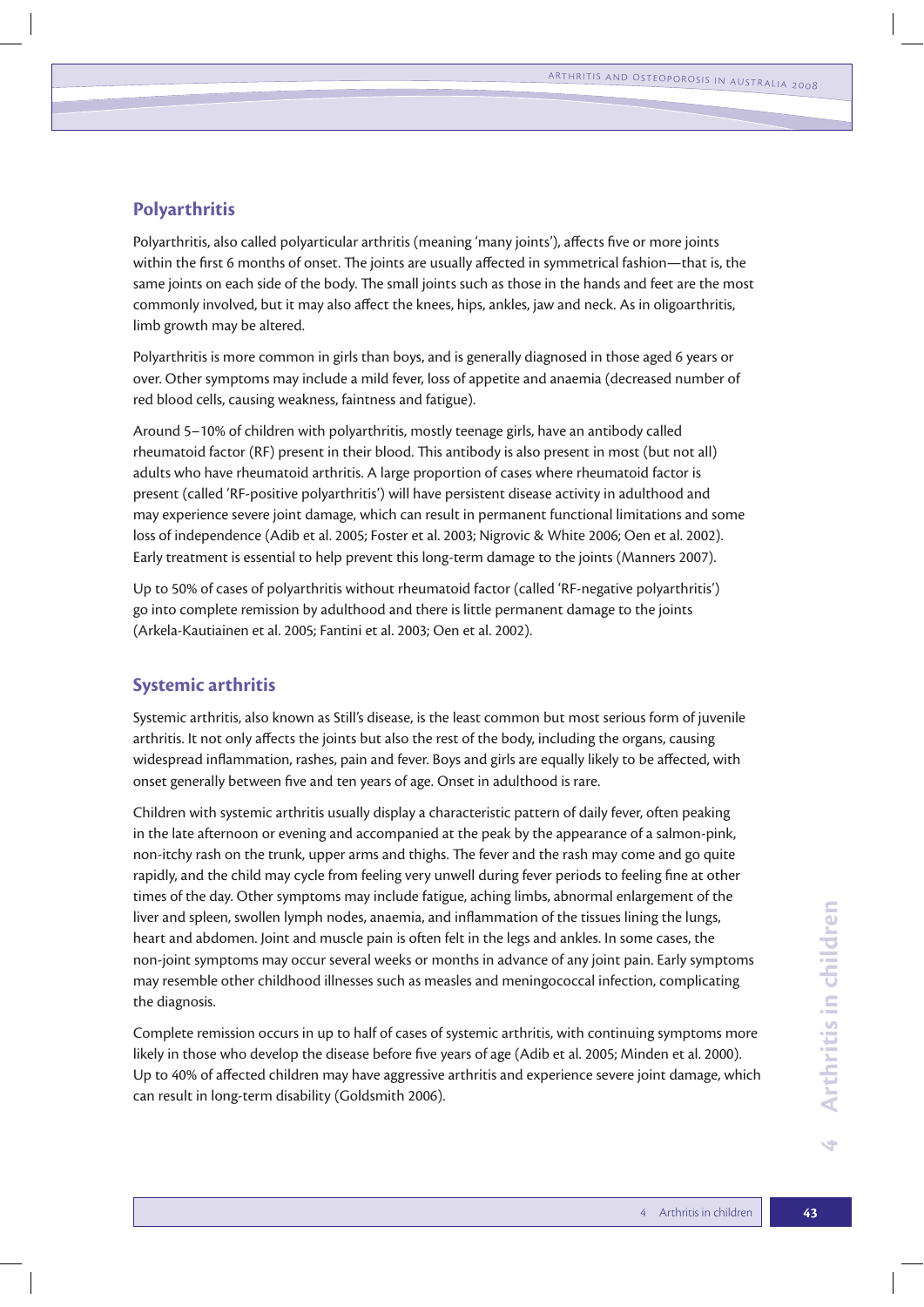## Polyarthritis

Polyarthritis, also called polyarticular arthritis (meaning 'many joints'), affects five or more joints within the first 6 months of onset. The joints are usually affected in symmetrical fashion—that is, the same joints on each side of the body. The small joints such as those in the hands and feet are the most commonly involved, but it may also affect the knees, hips, ankles, jaw and neck. As in oligoarthritis, limb growth may be altered.

Polyarthritis is more common in girls than boys, and is generally diagnosed in those aged 6 years or over. Other symptoms may include a mild fever, loss of appetite and anaemia (decreased number of red blood cells, causing weakness, faintness and fatigue).

Around 5–10% of children with polyarthritis, mostly teenage girls, have an antibody called rheumatoid factor (RF) present in their blood. This antibody is also present in most (but not all) adults who have rheumatoid arthritis. A large proportion of cases where rheumatoid factor is present (called 'RF-positive polyarthritis') will have persistent disease activity in adulthood and may experience severe joint damage, which can result in permanent functional limitations and some loss of independence (Adib et al. 2005; Foster et al. 2003; Nigrovic & White 2006; Oen et al. 2002). Early treatment is essential to help prevent this long-term damage to the joints (Manners 2007).

Up to 50% of cases of polyarthritis without rheumatoid factor (called 'RF-negative polyarthritis') go into complete remission by adulthood and there is little permanent damage to the joints (Arkela-Kautiainen et al. 2005; Fantini et al. 2003; Oen et al. 2002).

## Systemic arthritis

Systemic arthritis, also known as Still's disease, is the least common but most serious form of juvenile arthritis. It not only affects the joints but also the rest of the body, including the organs, causing widespread inflammation, rashes, pain and fever. Boys and girls are equally likely to be affected, with onset generally between five and ten years of age. Onset in adulthood is rare.

Children with systemic arthritis usually display a characteristic pattern of daily fever, often peaking in the late afternoon or evening and accompanied at the peak by the appearance of a salmon-pink, non-itchy rash on the trunk, upper arms and thighs. The fever and the rash may come and go quite rapidly, and the child may cycle from feeling very unwell during fever periods to feeling fine at other times of the day. Other symptoms may include fatigue, aching limbs, abnormal enlargement of the liver and spleen, swollen lymph nodes, anaemia, and inflammation of the tissues lining the lungs, heart and abdomen. Joint and muscle pain is often felt in the legs and ankles. In some cases, the non-joint symptoms may occur several weeks or months in advance of any joint pain. Early symptoms may resemble other childhood illnesses such as measles and meningococcal infection, complicating the diagnosis.

Complete remission occurs in up to half of cases of systemic arthritis, with continuing symptoms more likely in those who develop the disease before five years of age (Adib et al. 2005; Minden et al. 2000). Up to 40% of affected children may have aggressive arthritis and experience severe joint damage, which can result in long-term disability (Goldsmith 2006).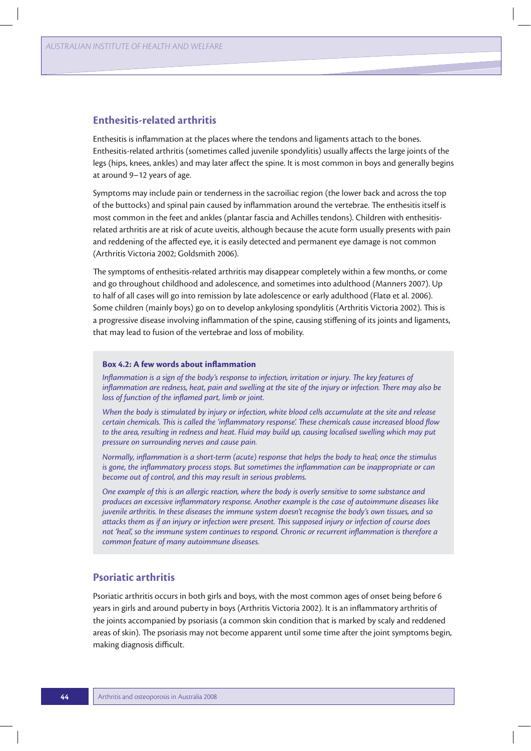## Enthesitis-related arthritis

Enthesitis is inflammation at the places where the tendons and ligaments attach to the bones. Enthesitis-related arthritis (sometimes called juvenile spondylitis) usually affects the large joints of the legs (hips, knees, ankles) and may later affect the spine. It is most common in boys and generally begins at around 9–12 years of age.

Symptoms may include pain or tenderness in the sacroiliac region (the lower back and across the top of the buttocks) and spinal pain caused by inflammation around the vertebrae. The enthesitis itself is most common in the feet and ankles (plantar fascia and Achilles tendons). Children with enthesitis-related arthritis are at risk of acute uveitis, although because the acute form usually presents with pain and reddening of the affected eye, it is easily detected and permanent eye damage is not common (Arthritis Victoria 2002; Goldsmith 2006).

The symptoms of enthesitis-related arthritis may disappear completely within a few months, or come and go throughout childhood and adolescence, and sometimes into adulthood (Manners 2007). Up to half of all cases will go into remission by late adolescence or early adulthood (Flatø et al. 2006). Some children (mainly boys) go on to develop ankylosing spondylitis (Arthritis Victoria 2002). This is a progressive disease involving inflammation of the spine, causing stiffening of its joints and ligaments, that may lead to fusion of the vertebrae and loss of mobility.

> **Box 4.2: A few words about inflammation**
>
> *Inflammation is a sign of the body's response to infection, irritation or injury. The key features of inflammation are redness, heat, pain and swelling at the site of the injury or infection. There may also be loss of function of the inflamed part, limb or joint.*
>
> *When the body is stimulated by injury or infection, white blood cells accumulate at the site and release certain chemicals. This is called the 'inflammatory response'. These chemicals cause increased blood flow to the area, resulting in redness and heat. Fluid may build up, causing localised swelling which may put pressure on surrounding nerves and cause pain.*
>
> *Normally, inflammation is a short-term (acute) response that helps the body to heal; once the stimulus is gone, the inflammatory process stops. But sometimes the inflammation can be inappropriate or can become out of control, and this may result in serious problems.*
>
> *One example of this is an allergic reaction, where the body is overly sensitive to some substance and produces an excessive inflammatory response. Another example is the case of autoimmune diseases like juvenile arthritis. In these diseases the immune system doesn't recognise the body's own tissues, and so attacks them as if an injury or infection were present. This supposed injury or infection of course does not 'heal', so the immune system continues to respond. Chronic or recurrent inflammation is therefore a common feature of many autoimmune diseases.*

## Psoriatic arthritis

Psoriatic arthritis occurs in both girls and boys, with the most common ages of onset being before 6 years in girls and around puberty in boys (Arthritis Victoria 2002). It is an inflammatory arthritis of the joints accompanied by psoriasis (a common skin condition that is marked by scaly and reddened areas of skin). The psoriasis may not become apparent until some time after the joint symptoms begin, making diagnosis difficult.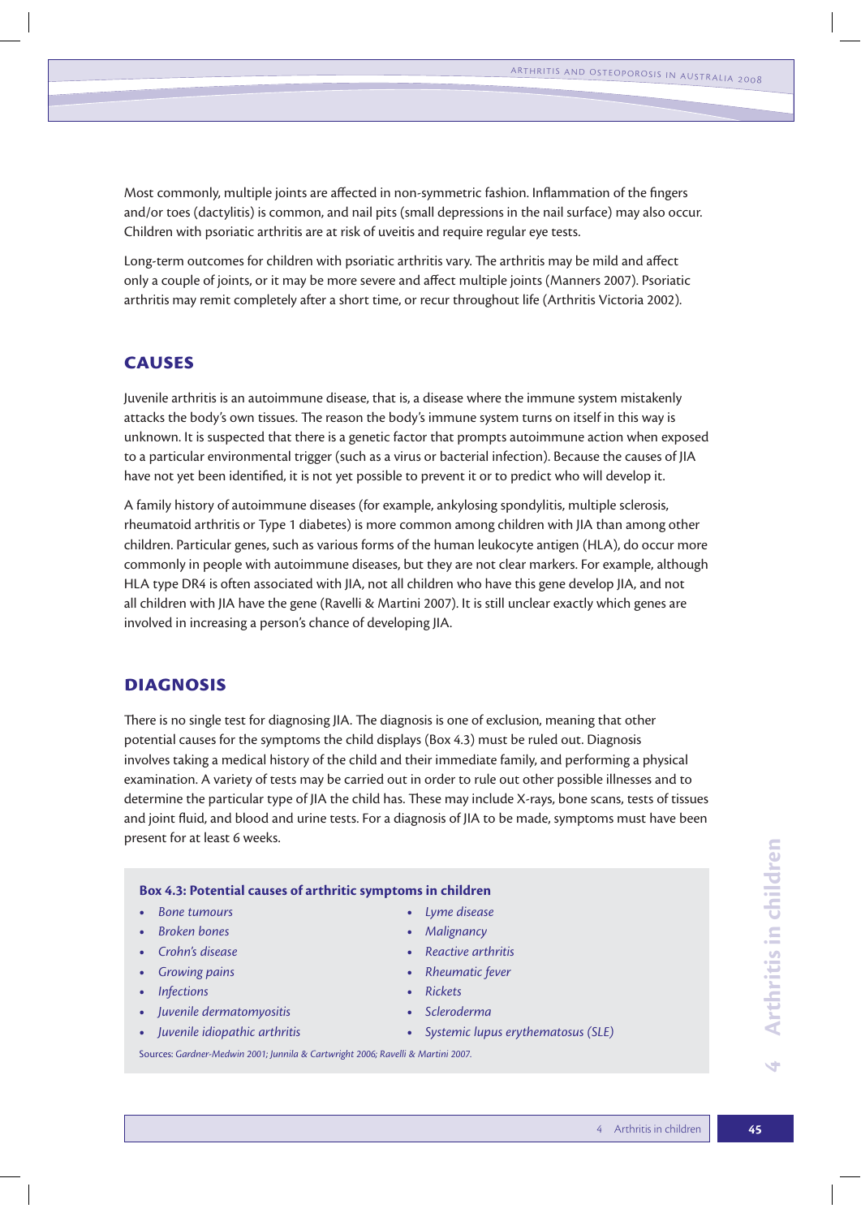Most commonly, multiple joints are affected in non-symmetric fashion. Inflammation of the fingers and/or toes (dactylitis) is common, and nail pits (small depressions in the nail surface) may also occur. Children with psoriatic arthritis are at risk of uveitis and require regular eye tests.

Long-term outcomes for children with psoriatic arthritis vary. The arthritis may be mild and affect only a couple of joints, or it may be more severe and affect multiple joints (Manners 2007). Psoriatic arthritis may remit completely after a short time, or recur throughout life (Arthritis Victoria 2002).

## Causes

Juvenile arthritis is an autoimmune disease, that is, a disease where the immune system mistakenly attacks the body's own tissues. The reason the body's immune system turns on itself in this way is unknown. It is suspected that there is a genetic factor that prompts autoimmune action when exposed to a particular environmental trigger (such as a virus or bacterial infection). Because the causes of JIA have not yet been identified, it is not yet possible to prevent it or to predict who will develop it.

A family history of autoimmune diseases (for example, ankylosing spondylitis, multiple sclerosis, rheumatoid arthritis or Type 1 diabetes) is more common among children with JIA than among other children. Particular genes, such as various forms of the human leukocyte antigen (HLA), do occur more commonly in people with autoimmune diseases, but they are not clear markers. For example, although HLA type DR4 is often associated with JIA, not all children who have this gene develop JIA, and not all children with JIA have the gene (Ravelli & Martini 2007). It is still unclear exactly which genes are involved in increasing a person's chance of developing JIA.

## Diagnosis

There is no single test for diagnosing JIA. The diagnosis is one of exclusion, meaning that other potential causes for the symptoms the child displays (Box 4.3) must be ruled out. Diagnosis involves taking a medical history of the child and their immediate family, and performing a physical examination. A variety of tests may be carried out in order to rule out other possible illnesses and to determine the particular type of JIA the child has. These may include X-rays, bone scans, tests of tissues and joint fluid, and blood and urine tests. For a diagnosis of JIA to be made, symptoms must have been present for at least 6 weeks.

**Box 4.3: Potential causes of arthritic symptoms in children**

- *Bone tumours*
- *Broken bones*
- *Crohn's disease*
- *Growing pains*
- *Infections*
- *Juvenile dermatomyositis*
- *Juvenile idiopathic arthritis*
- *Lyme disease*
- *Malignancy*
- *Reactive arthritis*
- *Rheumatic fever*
- *Rickets*
- *Scleroderma*
- *Systemic lupus erythematosus (SLE)*

Sources: *Gardner-Medwin 2001; Junnila & Cartwright 2006; Ravelli & Martini 2007.*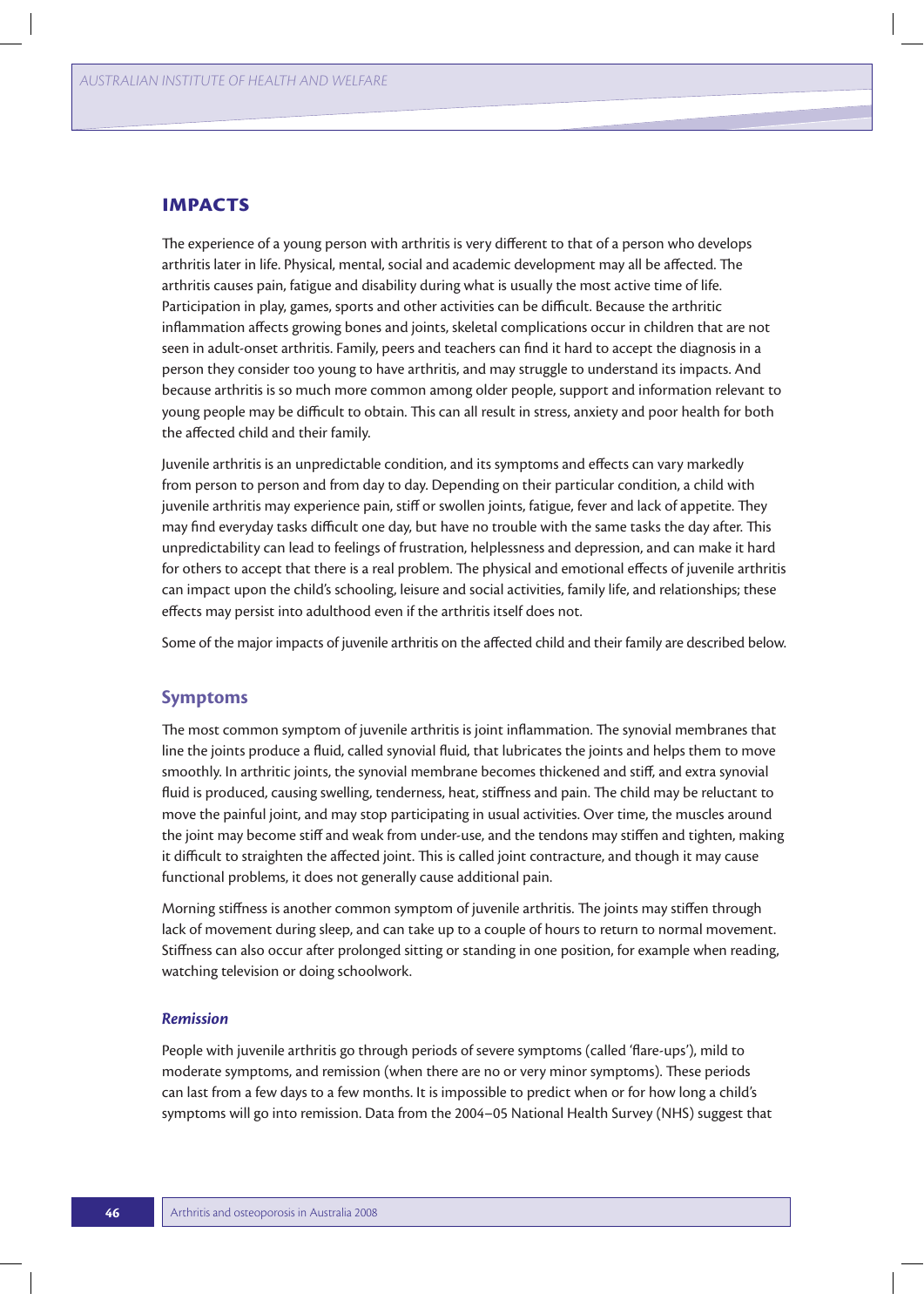## IMPACTS

The experience of a young person with arthritis is very different to that of a person who develops arthritis later in life. Physical, mental, social and academic development may all be affected. The arthritis causes pain, fatigue and disability during what is usually the most active time of life. Participation in play, games, sports and other activities can be difficult. Because the arthritic inflammation affects growing bones and joints, skeletal complications occur in children that are not seen in adult-onset arthritis. Family, peers and teachers can find it hard to accept the diagnosis in a person they consider too young to have arthritis, and may struggle to understand its impacts. And because arthritis is so much more common among older people, support and information relevant to young people may be difficult to obtain. This can all result in stress, anxiety and poor health for both the affected child and their family.

Juvenile arthritis is an unpredictable condition, and its symptoms and effects can vary markedly from person to person and from day to day. Depending on their particular condition, a child with juvenile arthritis may experience pain, stiff or swollen joints, fatigue, fever and lack of appetite. They may find everyday tasks difficult one day, but have no trouble with the same tasks the day after. This unpredictability can lead to feelings of frustration, helplessness and depression, and can make it hard for others to accept that there is a real problem. The physical and emotional effects of juvenile arthritis can impact upon the child's schooling, leisure and social activities, family life, and relationships; these effects may persist into adulthood even if the arthritis itself does not.

Some of the major impacts of juvenile arthritis on the affected child and their family are described below.

### Symptoms

The most common symptom of juvenile arthritis is joint inflammation. The synovial membranes that line the joints produce a fluid, called synovial fluid, that lubricates the joints and helps them to move smoothly. In arthritic joints, the synovial membrane becomes thickened and stiff, and extra synovial fluid is produced, causing swelling, tenderness, heat, stiffness and pain. The child may be reluctant to move the painful joint, and may stop participating in usual activities. Over time, the muscles around the joint may become stiff and weak from under-use, and the tendons may stiffen and tighten, making it difficult to straighten the affected joint. This is called joint contracture, and though it may cause functional problems, it does not generally cause additional pain.

Morning stiffness is another common symptom of juvenile arthritis. The joints may stiffen through lack of movement during sleep, and can take up to a couple of hours to return to normal movement. Stiffness can also occur after prolonged sitting or standing in one position, for example when reading, watching television or doing schoolwork.

#### *Remission*

People with juvenile arthritis go through periods of severe symptoms (called 'flare-ups'), mild to moderate symptoms, and remission (when there are no or very minor symptoms). These periods can last from a few days to a few months. It is impossible to predict when or for how long a child's symptoms will go into remission. Data from the 2004–05 National Health Survey (NHS) suggest that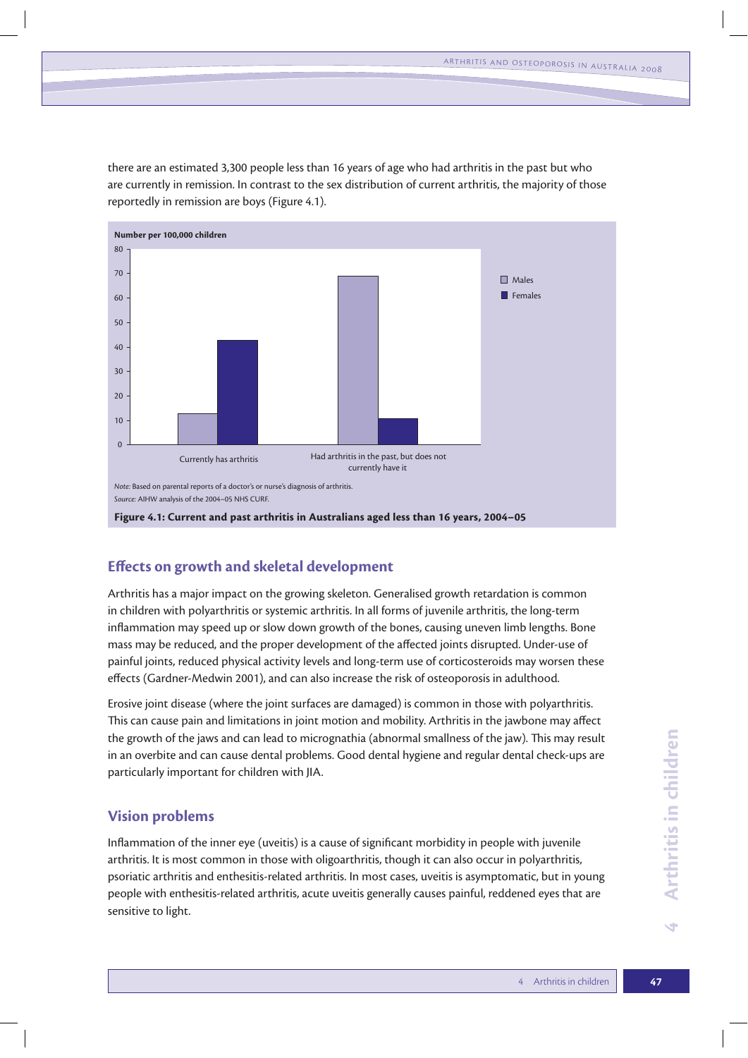there are an estimated 3,300 people less than 16 years of age who had arthritis in the past but who are currently in remission. In contrast to the sex distribution of current arthritis, the majority of those reportedly in remission are boys (Figure 4.1).

*Note:* Based on parental reports of a doctor's or nurse's diagnosis of arthritis.
*Source:* AIHW analysis of the 2004–05 NHS CURF.

**Figure 4.1: Current and past arthritis in Australians aged less than 16 years, 2004–05**

## Effects on growth and skeletal development

Arthritis has a major impact on the growing skeleton. Generalised growth retardation is common in children with polyarthritis or systemic arthritis. In all forms of juvenile arthritis, the long-term inflammation may speed up or slow down growth of the bones, causing uneven limb lengths. Bone mass may be reduced, and the proper development of the affected joints disrupted. Under-use of painful joints, reduced physical activity levels and long-term use of corticosteroids may worsen these effects (Gardner-Medwin 2001), and can also increase the risk of osteoporosis in adulthood.

Erosive joint disease (where the joint surfaces are damaged) is common in those with polyarthritis. This can cause pain and limitations in joint motion and mobility. Arthritis in the jawbone may affect the growth of the jaws and can lead to micrognathia (abnormal smallness of the jaw). This may result in an overbite and can cause dental problems. Good dental hygiene and regular dental check-ups are particularly important for children with JIA.

## Vision problems

Inflammation of the inner eye (uveitis) is a cause of significant morbidity in people with juvenile arthritis. It is most common in those with oligoarthritis, though it can also occur in polyarthritis, psoriatic arthritis and enthesitis-related arthritis. In most cases, uveitis is asymptomatic, but in young people with enthesitis-related arthritis, acute uveitis generally causes painful, reddened eyes that are sensitive to light.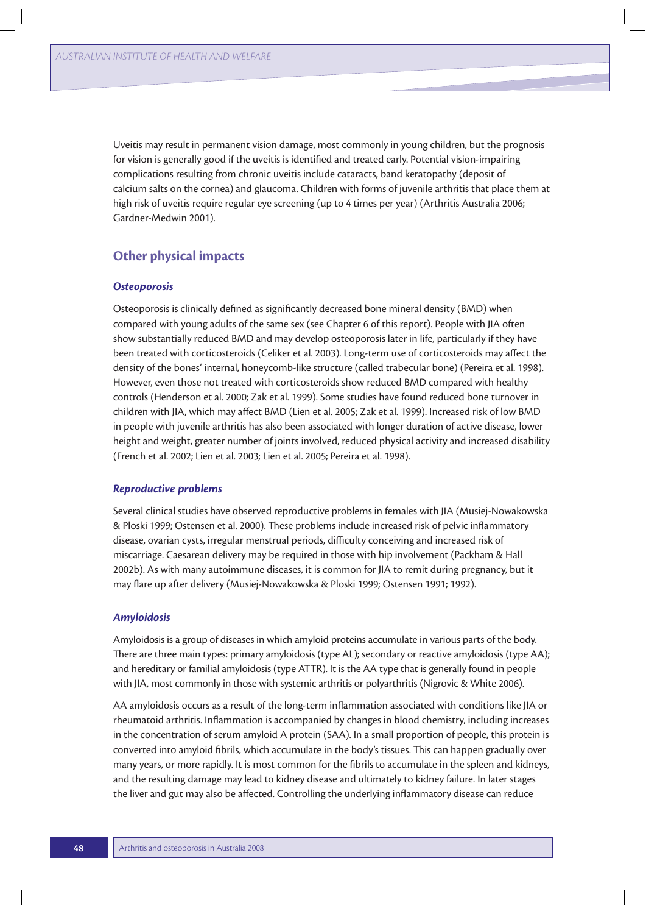Uveitis may result in permanent vision damage, most commonly in young children, but the prognosis for vision is generally good if the uveitis is identified and treated early. Potential vision-impairing complications resulting from chronic uveitis include cataracts, band keratopathy (deposit of calcium salts on the cornea) and glaucoma. Children with forms of juvenile arthritis that place them at high risk of uveitis require regular eye screening (up to 4 times per year) (Arthritis Australia 2006; Gardner-Medwin 2001).

## Other physical impacts

### *Osteoporosis*

Osteoporosis is clinically defined as significantly decreased bone mineral density (BMD) when compared with young adults of the same sex (see Chapter 6 of this report). People with JIA often show substantially reduced BMD and may develop osteoporosis later in life, particularly if they have been treated with corticosteroids (Celiker et al. 2003). Long-term use of corticosteroids may affect the density of the bones' internal, honeycomb-like structure (called trabecular bone) (Pereira et al. 1998). However, even those not treated with corticosteroids show reduced BMD compared with healthy controls (Henderson et al. 2000; Zak et al. 1999). Some studies have found reduced bone turnover in children with JIA, which may affect BMD (Lien et al. 2005; Zak et al. 1999). Increased risk of low BMD in people with juvenile arthritis has also been associated with longer duration of active disease, lower height and weight, greater number of joints involved, reduced physical activity and increased disability (French et al. 2002; Lien et al. 2003; Lien et al. 2005; Pereira et al. 1998).

### *Reproductive problems*

Several clinical studies have observed reproductive problems in females with JIA (Musiej-Nowakowska & Ploski 1999; Ostensen et al. 2000). These problems include increased risk of pelvic inflammatory disease, ovarian cysts, irregular menstrual periods, difficulty conceiving and increased risk of miscarriage. Caesarean delivery may be required in those with hip involvement (Packham & Hall 2002b). As with many autoimmune diseases, it is common for JIA to remit during pregnancy, but it may flare up after delivery (Musiej-Nowakowska & Ploski 1999; Ostensen 1991; 1992).

### *Amyloidosis*

Amyloidosis is a group of diseases in which amyloid proteins accumulate in various parts of the body. There are three main types: primary amyloidosis (type AL); secondary or reactive amyloidosis (type AA); and hereditary or familial amyloidosis (type ATTR). It is the AA type that is generally found in people with JIA, most commonly in those with systemic arthritis or polyarthritis (Nigrovic & White 2006).

AA amyloidosis occurs as a result of the long-term inflammation associated with conditions like JIA or rheumatoid arthritis. Inflammation is accompanied by changes in blood chemistry, including increases in the concentration of serum amyloid A protein (SAA). In a small proportion of people, this protein is converted into amyloid fibrils, which accumulate in the body's tissues. This can happen gradually over many years, or more rapidly. It is most common for the fibrils to accumulate in the spleen and kidneys, and the resulting damage may lead to kidney disease and ultimately to kidney failure. In later stages the liver and gut may also be affected. Controlling the underlying inflammatory disease can reduce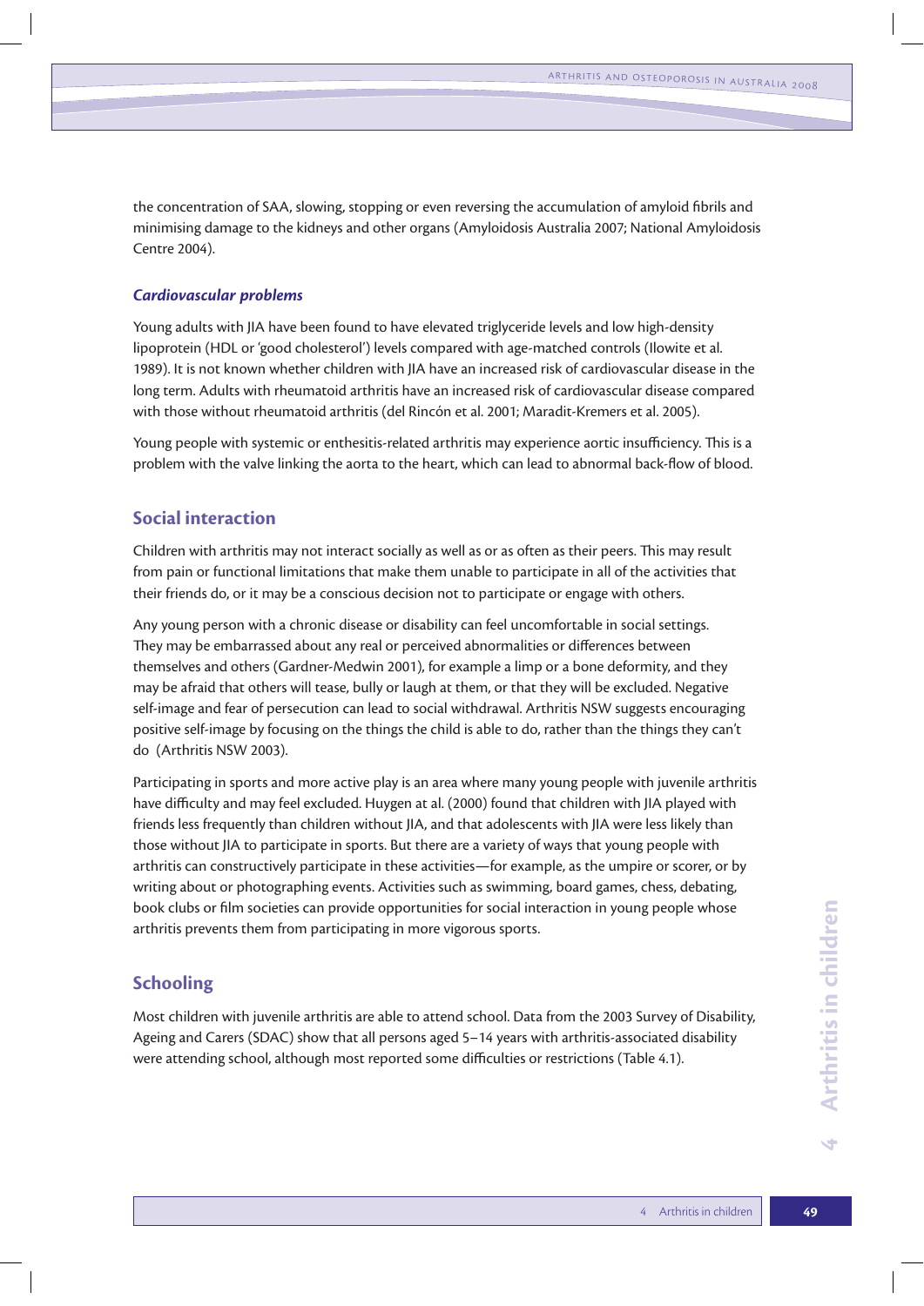the concentration of SAA, slowing, stopping or even reversing the accumulation of amyloid fibrils and minimising damage to the kidneys and other organs (Amyloidosis Australia 2007; National Amyloidosis Centre 2004).

### *Cardiovascular problems*

Young adults with JIA have been found to have elevated triglyceride levels and low high-density lipoprotein (HDL or 'good cholesterol') levels compared with age-matched controls (Ilowite et al. 1989). It is not known whether children with JIA have an increased risk of cardiovascular disease in the long term. Adults with rheumatoid arthritis have an increased risk of cardiovascular disease compared with those without rheumatoid arthritis (del Rincón et al. 2001; Maradit-Kremers et al. 2005).

Young people with systemic or enthesitis-related arthritis may experience aortic insufficiency. This is a problem with the valve linking the aorta to the heart, which can lead to abnormal back-flow of blood.

## Social interaction

Children with arthritis may not interact socially as well as or as often as their peers. This may result from pain or functional limitations that make them unable to participate in all of the activities that their friends do, or it may be a conscious decision not to participate or engage with others.

Any young person with a chronic disease or disability can feel uncomfortable in social settings. They may be embarrassed about any real or perceived abnormalities or differences between themselves and others (Gardner-Medwin 2001), for example a limp or a bone deformity, and they may be afraid that others will tease, bully or laugh at them, or that they will be excluded. Negative self-image and fear of persecution can lead to social withdrawal. Arthritis NSW suggests encouraging positive self-image by focusing on the things the child is able to do, rather than the things they can't do (Arthritis NSW 2003).

Participating in sports and more active play is an area where many young people with juvenile arthritis have difficulty and may feel excluded. Huygen at al. (2000) found that children with JIA played with friends less frequently than children without JIA, and that adolescents with JIA were less likely than those without JIA to participate in sports. But there are a variety of ways that young people with arthritis can constructively participate in these activities—for example, as the umpire or scorer, or by writing about or photographing events. Activities such as swimming, board games, chess, debating, book clubs or film societies can provide opportunities for social interaction in young people whose arthritis prevents them from participating in more vigorous sports.

## Schooling

Most children with juvenile arthritis are able to attend school. Data from the 2003 Survey of Disability, Ageing and Carers (SDAC) show that all persons aged 5–14 years with arthritis-associated disability were attending school, although most reported some difficulties or restrictions (Table 4.1).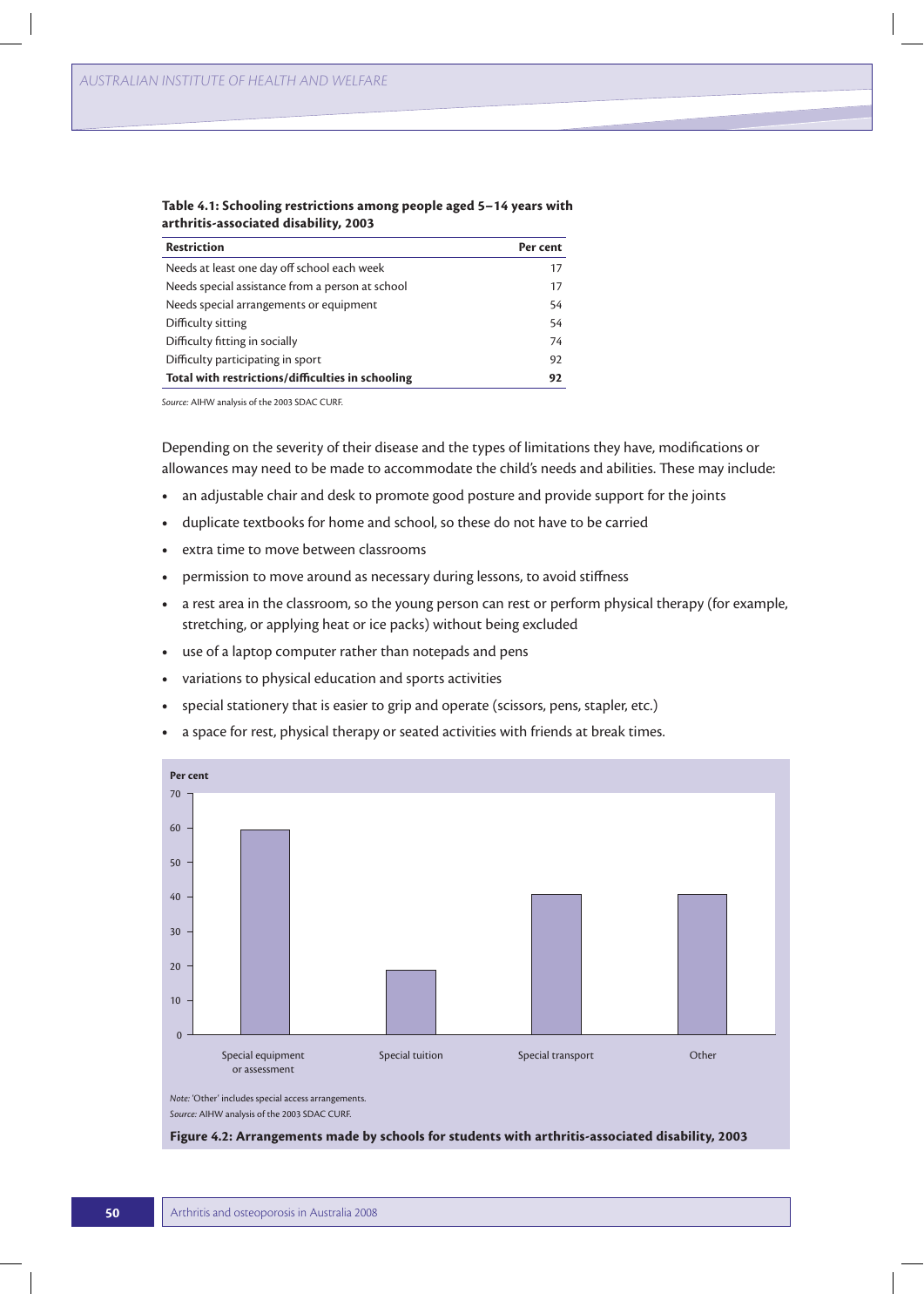**Table 4.1: Schooling restrictions among people aged 5–14 years with arthritis-associated disability, 2003**

| Restriction | Per cent |
|---|---|
| Needs at least one day off school each week | 17 |
| Needs special assistance from a person at school | 17 |
| Needs special arrangements or equipment | 54 |
| Difficulty sitting | 54 |
| Difficulty fitting in socially | 74 |
| Difficulty participating in sport | 92 |
| **Total with restrictions/difficulties in schooling** | **92** |

*Source:* AIHW analysis of the 2003 SDAC CURF.

Depending on the severity of their disease and the types of limitations they have, modifications or allowances may need to be made to accommodate the child's needs and abilities. These may include:

- an adjustable chair and desk to promote good posture and provide support for the joints
- duplicate textbooks for home and school, so these do not have to be carried
- extra time to move between classrooms
- permission to move around as necessary during lessons, to avoid stiffness
- a rest area in the classroom, so the young person can rest or perform physical therapy (for example, stretching, or applying heat or ice packs) without being excluded
- use of a laptop computer rather than notepads and pens
- variations to physical education and sports activities
- special stationery that is easier to grip and operate (scissors, pens, stapler, etc.)
- a space for rest, physical therapy or seated activities with friends at break times.

*Note:* 'Other' includes special access arrangements.
*Source:* AIHW analysis of the 2003 SDAC CURF.

**Figure 4.2: Arrangements made by schools for students with arthritis-associated disability, 2003**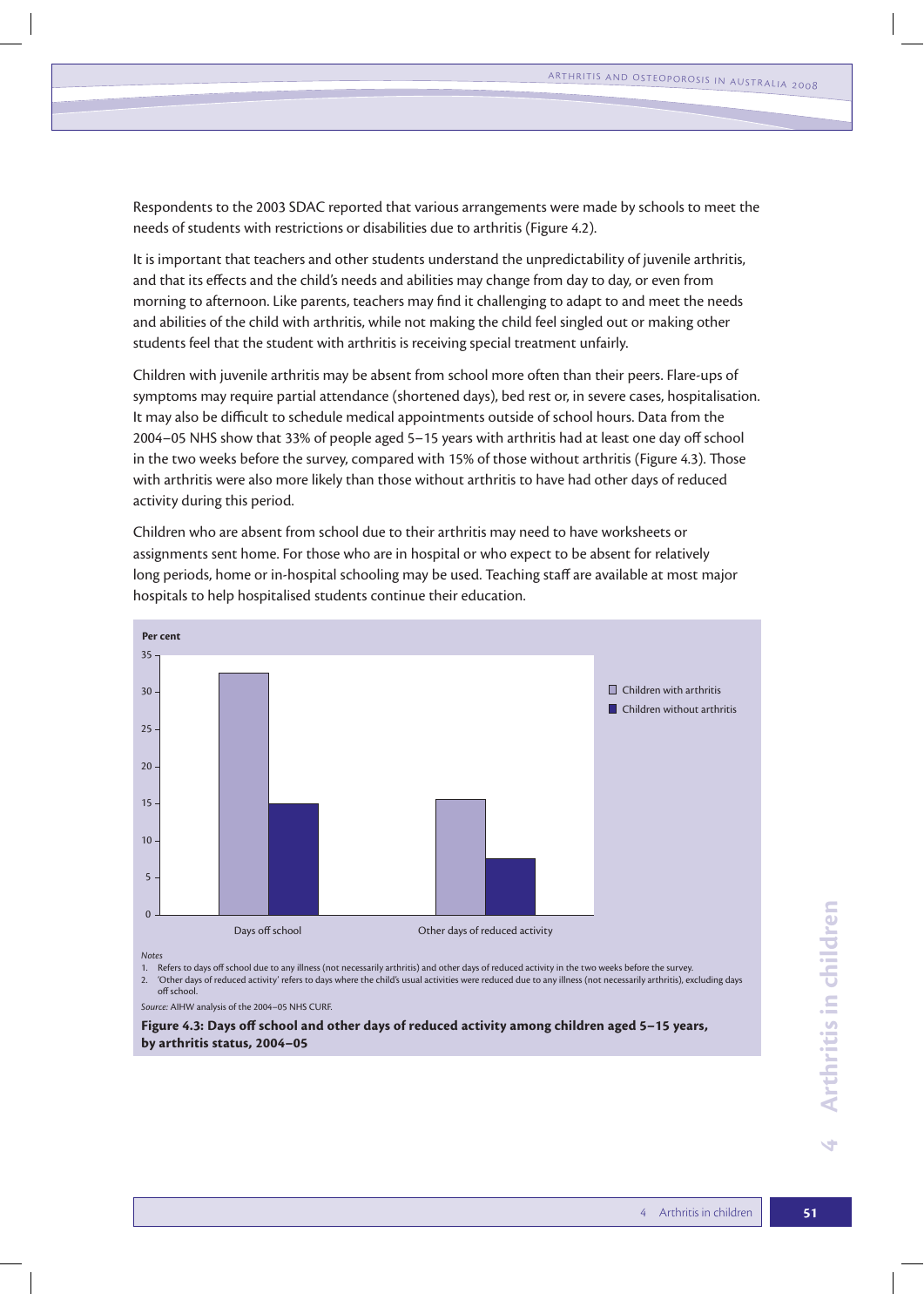Respondents to the 2003 SDAC reported that various arrangements were made by schools to meet the needs of students with restrictions or disabilities due to arthritis (Figure 4.2).

It is important that teachers and other students understand the unpredictability of juvenile arthritis, and that its effects and the child's needs and abilities may change from day to day, or even from morning to afternoon. Like parents, teachers may find it challenging to adapt to and meet the needs and abilities of the child with arthritis, while not making the child feel singled out or making other students feel that the student with arthritis is receiving special treatment unfairly.

Children with juvenile arthritis may be absent from school more often than their peers. Flare-ups of symptoms may require partial attendance (shortened days), bed rest or, in severe cases, hospitalisation. It may also be difficult to schedule medical appointments outside of school hours. Data from the 2004–05 NHS show that 33% of people aged 5–15 years with arthritis had at least one day off school in the two weeks before the survey, compared with 15% of those without arthritis (Figure 4.3). Those with arthritis were also more likely than those without arthritis to have had other days of reduced activity during this period.

Children who are absent from school due to their arthritis may need to have worksheets or assignments sent home. For those who are in hospital or who expect to be absent for relatively long periods, home or in-hospital schooling may be used. Teaching staff are available at most major hospitals to help hospitalised students continue their education.

*Notes*

1. Refers to days off school due to any illness (not necessarily arthritis) and other days of reduced activity in the two weeks before the survey.
2. 'Other days of reduced activity' refers to days where the child's usual activities were reduced due to any illness (not necessarily arthritis), excluding days off school.

*Source:* AIHW analysis of the 2004–05 NHS CURF.

**Figure 4.3: Days off school and other days of reduced activity among children aged 5–15 years, by arthritis status, 2004–05**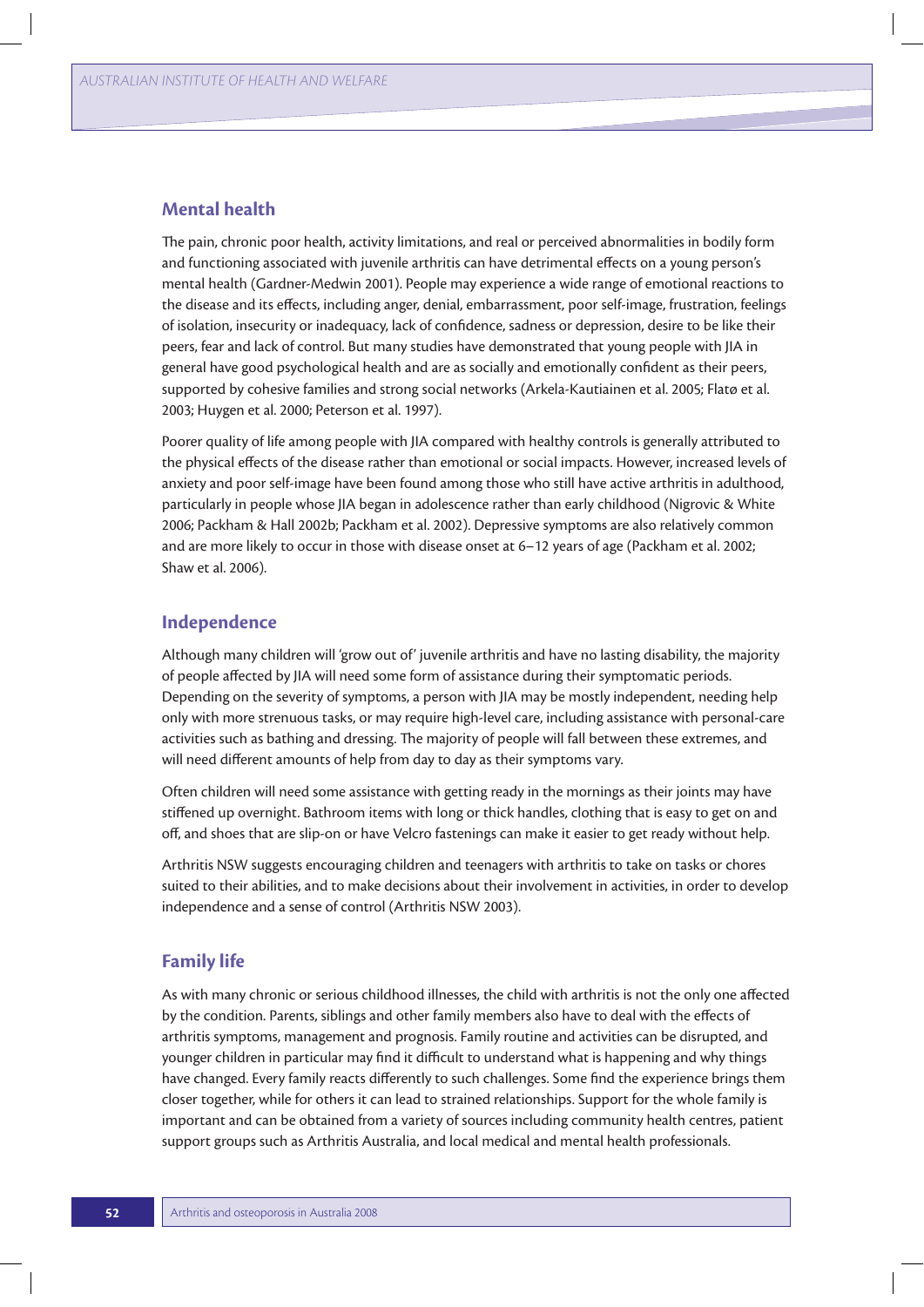## Mental health

The pain, chronic poor health, activity limitations, and real or perceived abnormalities in bodily form and functioning associated with juvenile arthritis can have detrimental effects on a young person's mental health (Gardner-Medwin 2001). People may experience a wide range of emotional reactions to the disease and its effects, including anger, denial, embarrassment, poor self-image, frustration, feelings of isolation, insecurity or inadequacy, lack of confidence, sadness or depression, desire to be like their peers, fear and lack of control. But many studies have demonstrated that young people with JIA in general have good psychological health and are as socially and emotionally confident as their peers, supported by cohesive families and strong social networks (Arkela-Kautiainen et al. 2005; Flatø et al. 2003; Huygen et al. 2000; Peterson et al. 1997).

Poorer quality of life among people with JIA compared with healthy controls is generally attributed to the physical effects of the disease rather than emotional or social impacts. However, increased levels of anxiety and poor self-image have been found among those who still have active arthritis in adulthood, particularly in people whose JIA began in adolescence rather than early childhood (Nigrovic & White 2006; Packham & Hall 2002b; Packham et al. 2002). Depressive symptoms are also relatively common and are more likely to occur in those with disease onset at 6–12 years of age (Packham et al. 2002; Shaw et al. 2006).

## Independence

Although many children will 'grow out of' juvenile arthritis and have no lasting disability, the majority of people affected by JIA will need some form of assistance during their symptomatic periods. Depending on the severity of symptoms, a person with JIA may be mostly independent, needing help only with more strenuous tasks, or may require high-level care, including assistance with personal-care activities such as bathing and dressing. The majority of people will fall between these extremes, and will need different amounts of help from day to day as their symptoms vary.

Often children will need some assistance with getting ready in the mornings as their joints may have stiffened up overnight. Bathroom items with long or thick handles, clothing that is easy to get on and off, and shoes that are slip-on or have Velcro fastenings can make it easier to get ready without help.

Arthritis NSW suggests encouraging children and teenagers with arthritis to take on tasks or chores suited to their abilities, and to make decisions about their involvement in activities, in order to develop independence and a sense of control (Arthritis NSW 2003).

## Family life

As with many chronic or serious childhood illnesses, the child with arthritis is not the only one affected by the condition. Parents, siblings and other family members also have to deal with the effects of arthritis symptoms, management and prognosis. Family routine and activities can be disrupted, and younger children in particular may find it difficult to understand what is happening and why things have changed. Every family reacts differently to such challenges. Some find the experience brings them closer together, while for others it can lead to strained relationships. Support for the whole family is important and can be obtained from a variety of sources including community health centres, patient support groups such as Arthritis Australia, and local medical and mental health professionals.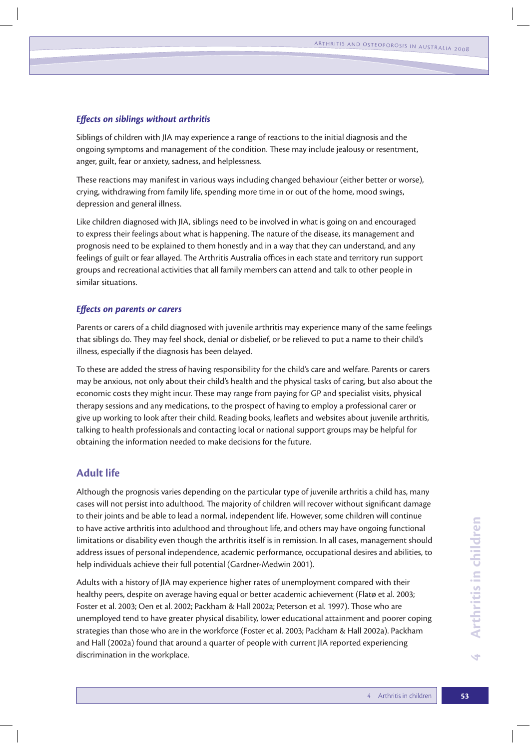### *Effects on siblings without arthritis*

Siblings of children with JIA may experience a range of reactions to the initial diagnosis and the ongoing symptoms and management of the condition. These may include jealousy or resentment, anger, guilt, fear or anxiety, sadness, and helplessness.

These reactions may manifest in various ways including changed behaviour (either better or worse), crying, withdrawing from family life, spending more time in or out of the home, mood swings, depression and general illness.

Like children diagnosed with JIA, siblings need to be involved in what is going on and encouraged to express their feelings about what is happening. The nature of the disease, its management and prognosis need to be explained to them honestly and in a way that they can understand, and any feelings of guilt or fear allayed. The Arthritis Australia offices in each state and territory run support groups and recreational activities that all family members can attend and talk to other people in similar situations.

### *Effects on parents or carers*

Parents or carers of a child diagnosed with juvenile arthritis may experience many of the same feelings that siblings do. They may feel shock, denial or disbelief, or be relieved to put a name to their child's illness, especially if the diagnosis has been delayed.

To these are added the stress of having responsibility for the child's care and welfare. Parents or carers may be anxious, not only about their child's health and the physical tasks of caring, but also about the economic costs they might incur. These may range from paying for GP and specialist visits, physical therapy sessions and any medications, to the prospect of having to employ a professional carer or give up working to look after their child. Reading books, leaflets and websites about juvenile arthritis, talking to health professionals and contacting local or national support groups may be helpful for obtaining the information needed to make decisions for the future.

## Adult life

Although the prognosis varies depending on the particular type of juvenile arthritis a child has, many cases will not persist into adulthood. The majority of children will recover without significant damage to their joints and be able to lead a normal, independent life. However, some children will continue to have active arthritis into adulthood and throughout life, and others may have ongoing functional limitations or disability even though the arthritis itself is in remission. In all cases, management should address issues of personal independence, academic performance, occupational desires and abilities, to help individuals achieve their full potential (Gardner-Medwin 2001).

Adults with a history of JIA may experience higher rates of unemployment compared with their healthy peers, despite on average having equal or better academic achievement (Flatø et al. 2003; Foster et al. 2003; Oen et al. 2002; Packham & Hall 2002a; Peterson et al. 1997). Those who are unemployed tend to have greater physical disability, lower educational attainment and poorer coping strategies than those who are in the workforce (Foster et al. 2003; Packham & Hall 2002a). Packham and Hall (2002a) found that around a quarter of people with current JIA reported experiencing discrimination in the workplace.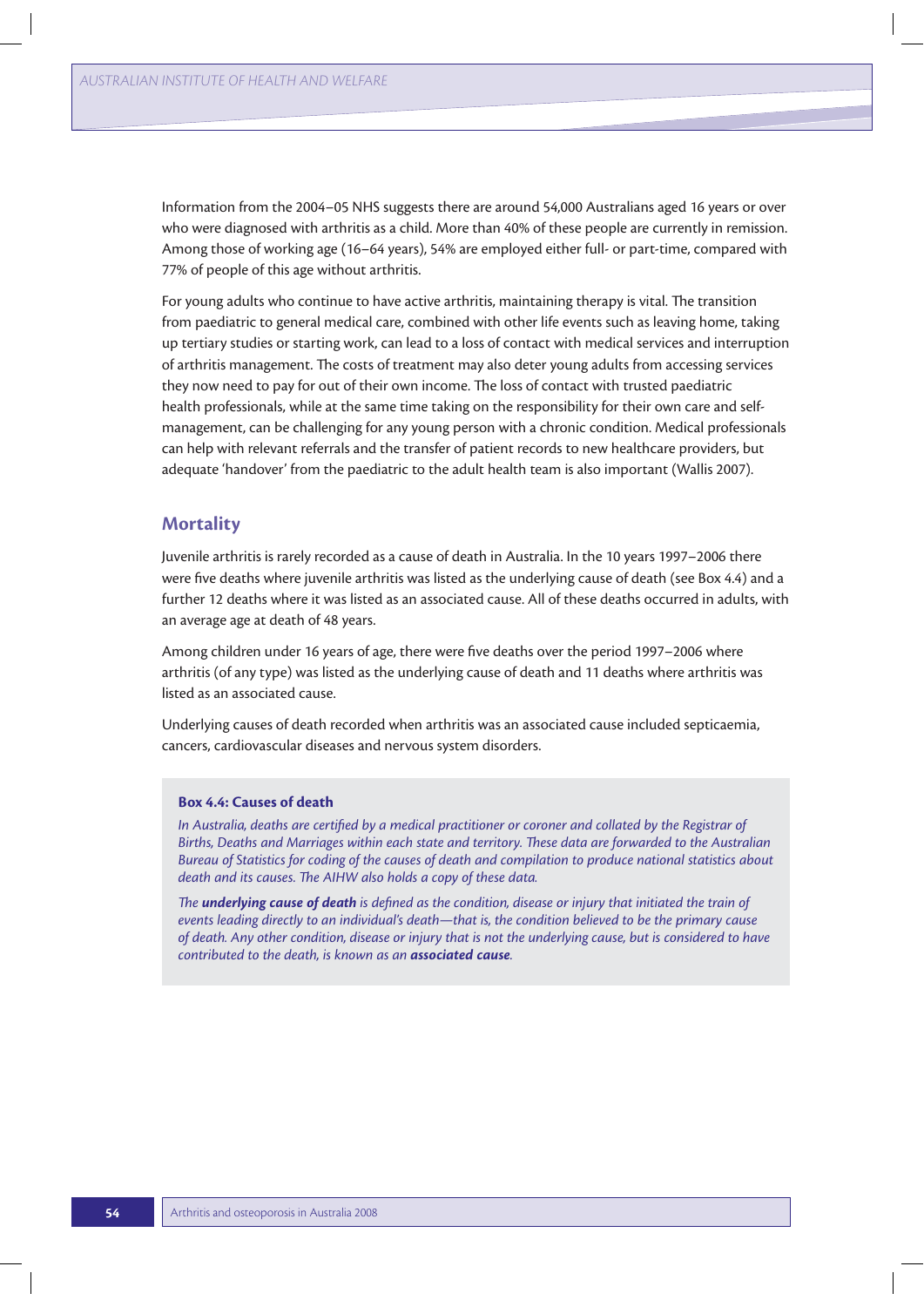Information from the 2004–05 NHS suggests there are around 54,000 Australians aged 16 years or over who were diagnosed with arthritis as a child. More than 40% of these people are currently in remission. Among those of working age (16–64 years), 54% are employed either full- or part-time, compared with 77% of people of this age without arthritis.

For young adults who continue to have active arthritis, maintaining therapy is vital. The transition from paediatric to general medical care, combined with other life events such as leaving home, taking up tertiary studies or starting work, can lead to a loss of contact with medical services and interruption of arthritis management. The costs of treatment may also deter young adults from accessing services they now need to pay for out of their own income. The loss of contact with trusted paediatric health professionals, while at the same time taking on the responsibility for their own care and self-management, can be challenging for any young person with a chronic condition. Medical professionals can help with relevant referrals and the transfer of patient records to new healthcare providers, but adequate 'handover' from the paediatric to the adult health team is also important (Wallis 2007).

## Mortality

Juvenile arthritis is rarely recorded as a cause of death in Australia. In the 10 years 1997–2006 there were five deaths where juvenile arthritis was listed as the underlying cause of death (see Box 4.4) and a further 12 deaths where it was listed as an associated cause. All of these deaths occurred in adults, with an average age at death of 48 years.

Among children under 16 years of age, there were five deaths over the period 1997–2006 where arthritis (of any type) was listed as the underlying cause of death and 11 deaths where arthritis was listed as an associated cause.

Underlying causes of death recorded when arthritis was an associated cause included septicaemia, cancers, cardiovascular diseases and nervous system disorders.

**Box 4.4: Causes of death**

*In Australia, deaths are certified by a medical practitioner or coroner and collated by the Registrar of Births, Deaths and Marriages within each state and territory. These data are forwarded to the Australian Bureau of Statistics for coding of the causes of death and compilation to produce national statistics about death and its causes. The AIHW also holds a copy of these data.*

*The* ***underlying cause of death*** *is defined as the condition, disease or injury that initiated the train of events leading directly to an individual's death—that is, the condition believed to be the primary cause of death. Any other condition, disease or injury that is not the underlying cause, but is considered to have contributed to the death, is known as an* ***associated cause****.*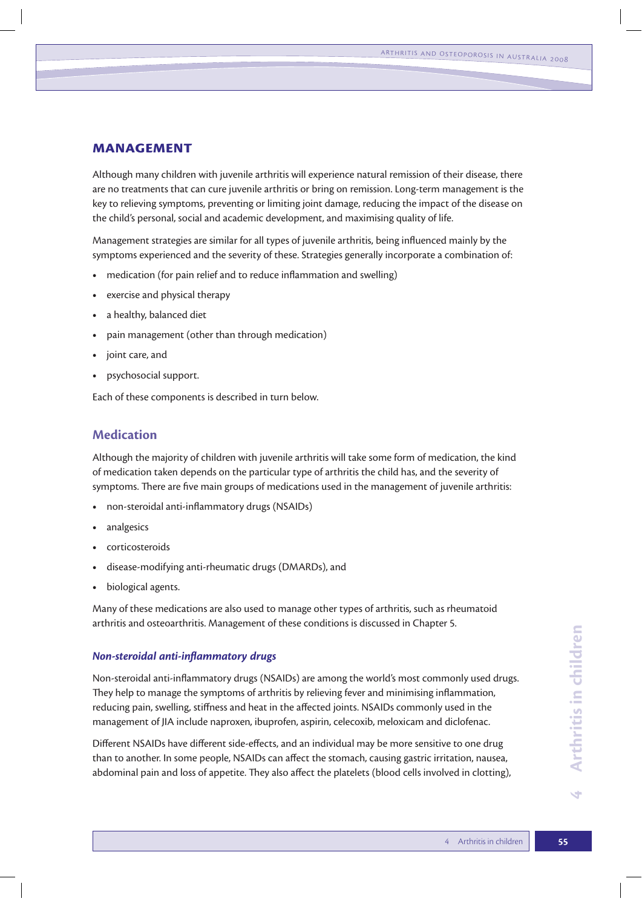## MANAGEMENT

Although many children with juvenile arthritis will experience natural remission of their disease, there are no treatments that can cure juvenile arthritis or bring on remission. Long-term management is the key to relieving symptoms, preventing or limiting joint damage, reducing the impact of the disease on the child's personal, social and academic development, and maximising quality of life.

Management strategies are similar for all types of juvenile arthritis, being influenced mainly by the symptoms experienced and the severity of these. Strategies generally incorporate a combination of:

- medication (for pain relief and to reduce inflammation and swelling)
- exercise and physical therapy
- a healthy, balanced diet
- pain management (other than through medication)
- joint care, and
- psychosocial support.

Each of these components is described in turn below.

### Medication

Although the majority of children with juvenile arthritis will take some form of medication, the kind of medication taken depends on the particular type of arthritis the child has, and the severity of symptoms. There are five main groups of medications used in the management of juvenile arthritis:

- non-steroidal anti-inflammatory drugs (NSAIDs)
- analgesics
- corticosteroids
- disease-modifying anti-rheumatic drugs (DMARDs), and
- biological agents.

Many of these medications are also used to manage other types of arthritis, such as rheumatoid arthritis and osteoarthritis. Management of these conditions is discussed in Chapter 5.

#### *Non-steroidal anti-inflammatory drugs*

Non-steroidal anti-inflammatory drugs (NSAIDs) are among the world's most commonly used drugs. They help to manage the symptoms of arthritis by relieving fever and minimising inflammation, reducing pain, swelling, stiffness and heat in the affected joints. NSAIDs commonly used in the management of JIA include naproxen, ibuprofen, aspirin, celecoxib, meloxicam and diclofenac.

Different NSAIDs have different side-effects, and an individual may be more sensitive to one drug than to another. In some people, NSAIDs can affect the stomach, causing gastric irritation, nausea, abdominal pain and loss of appetite. They also affect the platelets (blood cells involved in clotting),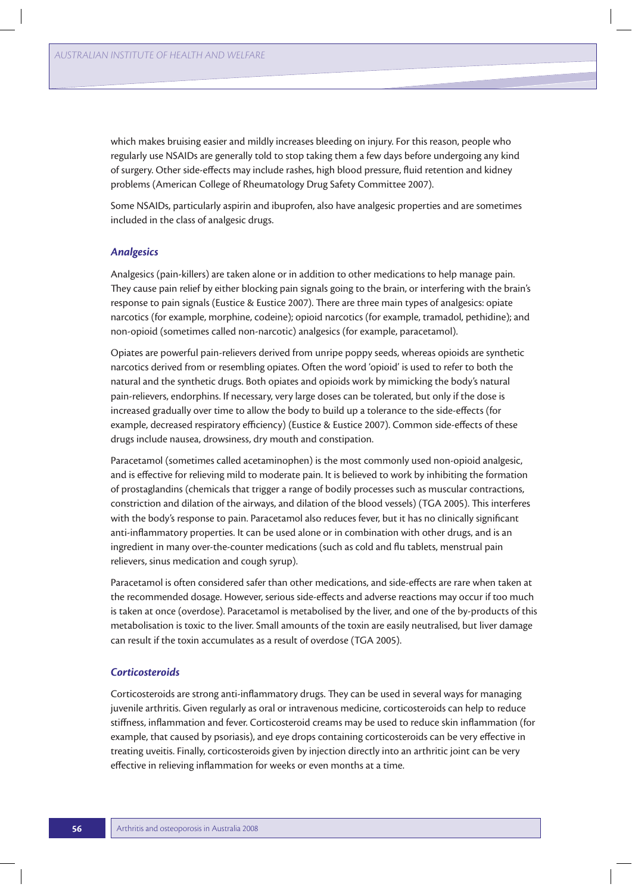which makes bruising easier and mildly increases bleeding on injury. For this reason, people who regularly use NSAIDs are generally told to stop taking them a few days before undergoing any kind of surgery. Other side-effects may include rashes, high blood pressure, fluid retention and kidney problems (American College of Rheumatology Drug Safety Committee 2007).

Some NSAIDs, particularly aspirin and ibuprofen, also have analgesic properties and are sometimes included in the class of analgesic drugs.

### *Analgesics*

Analgesics (pain-killers) are taken alone or in addition to other medications to help manage pain. They cause pain relief by either blocking pain signals going to the brain, or interfering with the brain's response to pain signals (Eustice & Eustice 2007). There are three main types of analgesics: opiate narcotics (for example, morphine, codeine); opioid narcotics (for example, tramadol, pethidine); and non-opioid (sometimes called non-narcotic) analgesics (for example, paracetamol).

Opiates are powerful pain-relievers derived from unripe poppy seeds, whereas opioids are synthetic narcotics derived from or resembling opiates. Often the word 'opioid' is used to refer to both the natural and the synthetic drugs. Both opiates and opioids work by mimicking the body's natural pain-relievers, endorphins. If necessary, very large doses can be tolerated, but only if the dose is increased gradually over time to allow the body to build up a tolerance to the side-effects (for example, decreased respiratory efficiency) (Eustice & Eustice 2007). Common side-effects of these drugs include nausea, drowsiness, dry mouth and constipation.

Paracetamol (sometimes called acetaminophen) is the most commonly used non-opioid analgesic, and is effective for relieving mild to moderate pain. It is believed to work by inhibiting the formation of prostaglandins (chemicals that trigger a range of bodily processes such as muscular contractions, constriction and dilation of the airways, and dilation of the blood vessels) (TGA 2005). This interferes with the body's response to pain. Paracetamol also reduces fever, but it has no clinically significant anti-inflammatory properties. It can be used alone or in combination with other drugs, and is an ingredient in many over-the-counter medications (such as cold and flu tablets, menstrual pain relievers, sinus medication and cough syrup).

Paracetamol is often considered safer than other medications, and side-effects are rare when taken at the recommended dosage. However, serious side-effects and adverse reactions may occur if too much is taken at once (overdose). Paracetamol is metabolised by the liver, and one of the by-products of this metabolisation is toxic to the liver. Small amounts of the toxin are easily neutralised, but liver damage can result if the toxin accumulates as a result of overdose (TGA 2005).

### *Corticosteroids*

Corticosteroids are strong anti-inflammatory drugs. They can be used in several ways for managing juvenile arthritis. Given regularly as oral or intravenous medicine, corticosteroids can help to reduce stiffness, inflammation and fever. Corticosteroid creams may be used to reduce skin inflammation (for example, that caused by psoriasis), and eye drops containing corticosteroids can be very effective in treating uveitis. Finally, corticosteroids given by injection directly into an arthritic joint can be very effective in relieving inflammation for weeks or even months at a time.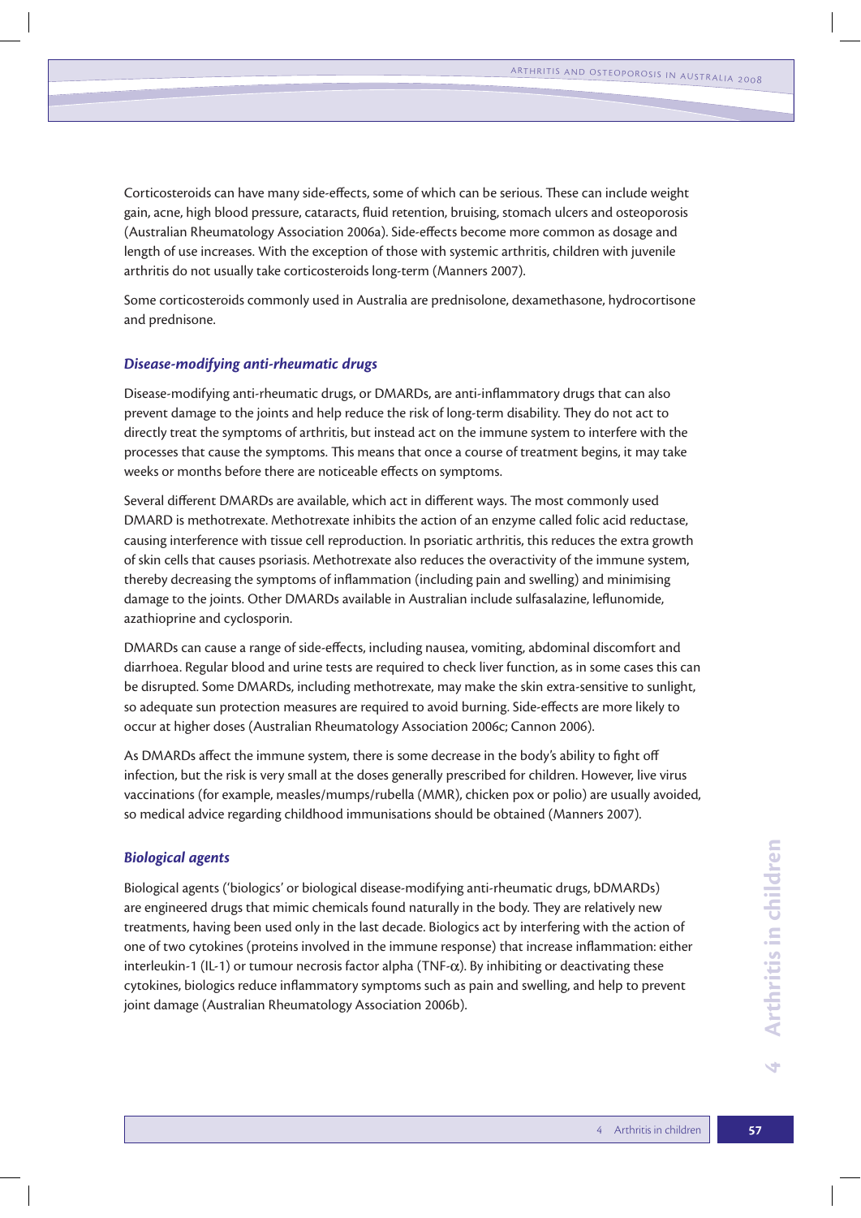Corticosteroids can have many side-effects, some of which can be serious. These can include weight gain, acne, high blood pressure, cataracts, fluid retention, bruising, stomach ulcers and osteoporosis (Australian Rheumatology Association 2006a). Side-effects become more common as dosage and length of use increases. With the exception of those with systemic arthritis, children with juvenile arthritis do not usually take corticosteroids long-term (Manners 2007).

Some corticosteroids commonly used in Australia are prednisolone, dexamethasone, hydrocortisone and prednisone.

### *Disease-modifying anti-rheumatic drugs*

Disease-modifying anti-rheumatic drugs, or DMARDs, are anti-inflammatory drugs that can also prevent damage to the joints and help reduce the risk of long-term disability. They do not act to directly treat the symptoms of arthritis, but instead act on the immune system to interfere with the processes that cause the symptoms. This means that once a course of treatment begins, it may take weeks or months before there are noticeable effects on symptoms.

Several different DMARDs are available, which act in different ways. The most commonly used DMARD is methotrexate. Methotrexate inhibits the action of an enzyme called folic acid reductase, causing interference with tissue cell reproduction. In psoriatic arthritis, this reduces the extra growth of skin cells that causes psoriasis. Methotrexate also reduces the overactivity of the immune system, thereby decreasing the symptoms of inflammation (including pain and swelling) and minimising damage to the joints. Other DMARDs available in Australian include sulfasalazine, leflunomide, azathioprine and cyclosporin.

DMARDs can cause a range of side-effects, including nausea, vomiting, abdominal discomfort and diarrhoea. Regular blood and urine tests are required to check liver function, as in some cases this can be disrupted. Some DMARDs, including methotrexate, may make the skin extra-sensitive to sunlight, so adequate sun protection measures are required to avoid burning. Side-effects are more likely to occur at higher doses (Australian Rheumatology Association 2006c; Cannon 2006).

As DMARDs affect the immune system, there is some decrease in the body's ability to fight off infection, but the risk is very small at the doses generally prescribed for children. However, live virus vaccinations (for example, measles/mumps/rubella (MMR), chicken pox or polio) are usually avoided, so medical advice regarding childhood immunisations should be obtained (Manners 2007).

### *Biological agents*

Biological agents ('biologics' or biological disease-modifying anti-rheumatic drugs, bDMARDs) are engineered drugs that mimic chemicals found naturally in the body. They are relatively new treatments, having been used only in the last decade. Biologics act by interfering with the action of one of two cytokines (proteins involved in the immune response) that increase inflammation: either interleukin-1 (IL-1) or tumour necrosis factor alpha (TNF-$\alpha$). By inhibiting or deactivating these cytokines, biologics reduce inflammatory symptoms such as pain and swelling, and help to prevent joint damage (Australian Rheumatology Association 2006b).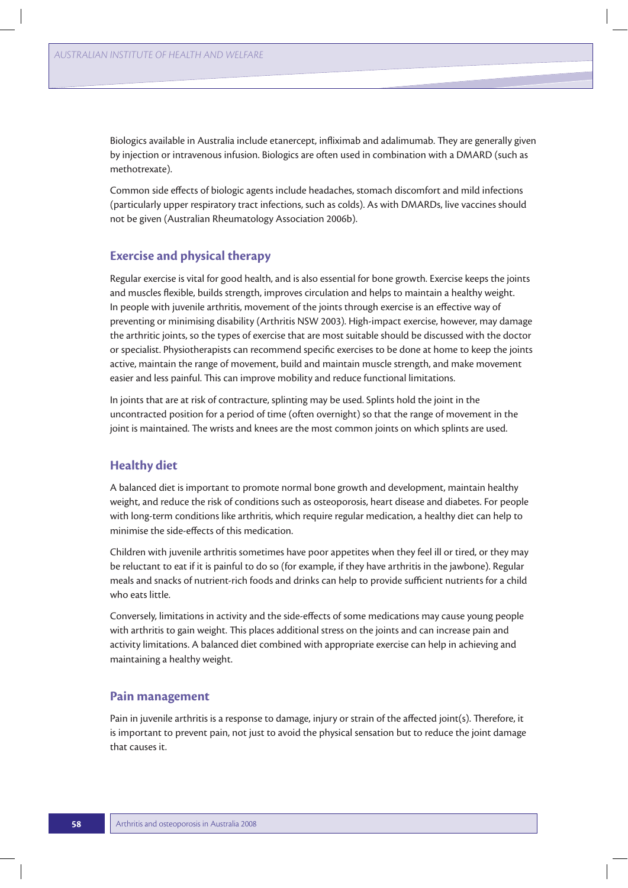Biologics available in Australia include etanercept, infliximab and adalimumab. They are generally given by injection or intravenous infusion. Biologics are often used in combination with a DMARD (such as methotrexate).

Common side effects of biologic agents include headaches, stomach discomfort and mild infections (particularly upper respiratory tract infections, such as colds). As with DMARDs, live vaccines should not be given (Australian Rheumatology Association 2006b).

### Exercise and physical therapy

Regular exercise is vital for good health, and is also essential for bone growth. Exercise keeps the joints and muscles flexible, builds strength, improves circulation and helps to maintain a healthy weight. In people with juvenile arthritis, movement of the joints through exercise is an effective way of preventing or minimising disability (Arthritis NSW 2003). High-impact exercise, however, may damage the arthritic joints, so the types of exercise that are most suitable should be discussed with the doctor or specialist. Physiotherapists can recommend specific exercises to be done at home to keep the joints active, maintain the range of movement, build and maintain muscle strength, and make movement easier and less painful. This can improve mobility and reduce functional limitations.

In joints that are at risk of contracture, splinting may be used. Splints hold the joint in the uncontracted position for a period of time (often overnight) so that the range of movement in the joint is maintained. The wrists and knees are the most common joints on which splints are used.

### Healthy diet

A balanced diet is important to promote normal bone growth and development, maintain healthy weight, and reduce the risk of conditions such as osteoporosis, heart disease and diabetes. For people with long-term conditions like arthritis, which require regular medication, a healthy diet can help to minimise the side-effects of this medication.

Children with juvenile arthritis sometimes have poor appetites when they feel ill or tired, or they may be reluctant to eat if it is painful to do so (for example, if they have arthritis in the jawbone). Regular meals and snacks of nutrient-rich foods and drinks can help to provide sufficient nutrients for a child who eats little.

Conversely, limitations in activity and the side-effects of some medications may cause young people with arthritis to gain weight. This places additional stress on the joints and can increase pain and activity limitations. A balanced diet combined with appropriate exercise can help in achieving and maintaining a healthy weight.

### Pain management

Pain in juvenile arthritis is a response to damage, injury or strain of the affected joint(s). Therefore, it is important to prevent pain, not just to avoid the physical sensation but to reduce the joint damage that causes it.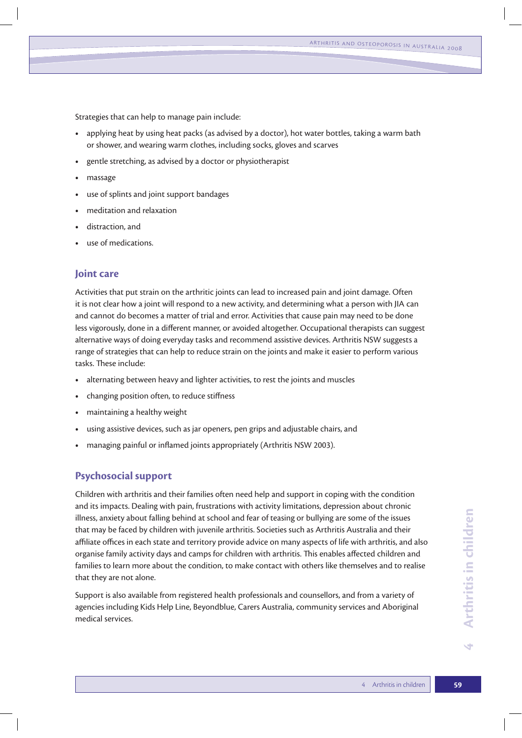Strategies that can help to manage pain include:

- applying heat by using heat packs (as advised by a doctor), hot water bottles, taking a warm bath or shower, and wearing warm clothes, including socks, gloves and scarves
- gentle stretching, as advised by a doctor or physiotherapist
- massage
- use of splints and joint support bandages
- meditation and relaxation
- distraction, and
- use of medications.

## Joint care

Activities that put strain on the arthritic joints can lead to increased pain and joint damage. Often it is not clear how a joint will respond to a new activity, and determining what a person with JIA can and cannot do becomes a matter of trial and error. Activities that cause pain may need to be done less vigorously, done in a different manner, or avoided altogether. Occupational therapists can suggest alternative ways of doing everyday tasks and recommend assistive devices. Arthritis NSW suggests a range of strategies that can help to reduce strain on the joints and make it easier to perform various tasks. These include:

- alternating between heavy and lighter activities, to rest the joints and muscles
- changing position often, to reduce stiffness
- maintaining a healthy weight
- using assistive devices, such as jar openers, pen grips and adjustable chairs, and
- managing painful or inflamed joints appropriately (Arthritis NSW 2003).

## Psychosocial support

Children with arthritis and their families often need help and support in coping with the condition and its impacts. Dealing with pain, frustrations with activity limitations, depression about chronic illness, anxiety about falling behind at school and fear of teasing or bullying are some of the issues that may be faced by children with juvenile arthritis. Societies such as Arthritis Australia and their affiliate offices in each state and territory provide advice on many aspects of life with arthritis, and also organise family activity days and camps for children with arthritis. This enables affected children and families to learn more about the condition, to make contact with others like themselves and to realise that they are not alone.

Support is also available from registered health professionals and counsellors, and from a variety of agencies including Kids Help Line, Beyondblue, Carers Australia, community services and Aboriginal medical services.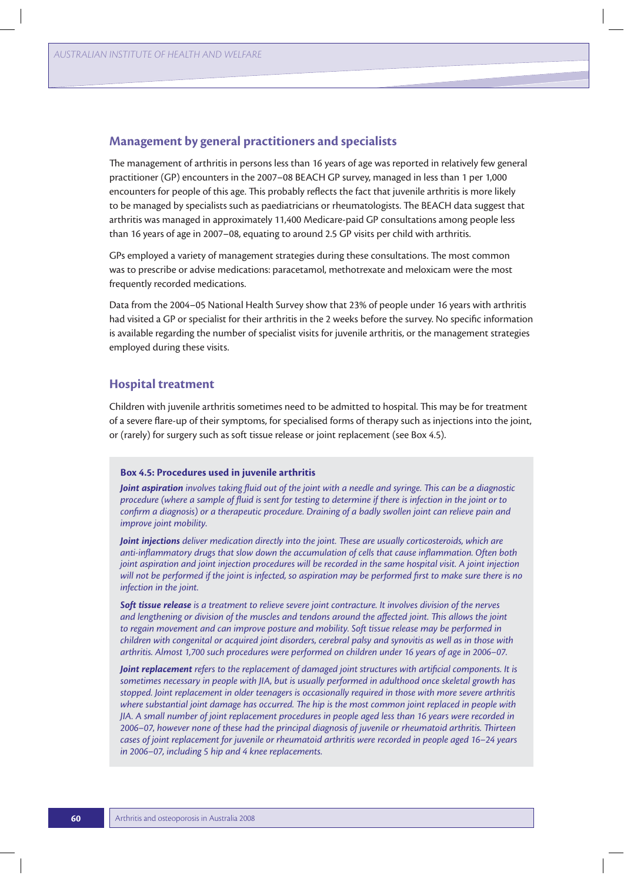## Management by general practitioners and specialists

The management of arthritis in persons less than 16 years of age was reported in relatively few general practitioner (GP) encounters in the 2007–08 BEACH GP survey, managed in less than 1 per 1,000 encounters for people of this age. This probably reflects the fact that juvenile arthritis is more likely to be managed by specialists such as paediatricians or rheumatologists. The BEACH data suggest that arthritis was managed in approximately 11,400 Medicare-paid GP consultations among people less than 16 years of age in 2007–08, equating to around 2.5 GP visits per child with arthritis.

GPs employed a variety of management strategies during these consultations. The most common was to prescribe or advise medications: paracetamol, methotrexate and meloxicam were the most frequently recorded medications.

Data from the 2004–05 National Health Survey show that 23% of people under 16 years with arthritis had visited a GP or specialist for their arthritis in the 2 weeks before the survey. No specific information is available regarding the number of specialist visits for juvenile arthritis, or the management strategies employed during these visits.

## Hospital treatment

Children with juvenile arthritis sometimes need to be admitted to hospital. This may be for treatment of a severe flare-up of their symptoms, for specialised forms of therapy such as injections into the joint, or (rarely) for surgery such as soft tissue release or joint replacement (see Box 4.5).

**Box 4.5: Procedures used in juvenile arthritis**

***Joint aspiration*** *involves taking fluid out of the joint with a needle and syringe. This can be a diagnostic procedure (where a sample of fluid is sent for testing to determine if there is infection in the joint or to confirm a diagnosis) or a therapeutic procedure. Draining of a badly swollen joint can relieve pain and improve joint mobility.*

***Joint injections*** *deliver medication directly into the joint. These are usually corticosteroids, which are anti-inflammatory drugs that slow down the accumulation of cells that cause inflammation. Often both joint aspiration and joint injection procedures will be recorded in the same hospital visit. A joint injection will not be performed if the joint is infected, so aspiration may be performed first to make sure there is no infection in the joint.*

***Soft tissue release*** *is a treatment to relieve severe joint contracture. It involves division of the nerves and lengthening or division of the muscles and tendons around the affected joint. This allows the joint to regain movement and can improve posture and mobility. Soft tissue release may be performed in children with congenital or acquired joint disorders, cerebral palsy and synovitis as well as in those with arthritis. Almost 1,700 such procedures were performed on children under 16 years of age in 2006–07.*

***Joint replacement*** *refers to the replacement of damaged joint structures with artificial components. It is sometimes necessary in people with JIA, but is usually performed in adulthood once skeletal growth has stopped. Joint replacement in older teenagers is occasionally required in those with more severe arthritis where substantial joint damage has occurred. The hip is the most common joint replaced in people with JIA. A small number of joint replacement procedures in people aged less than 16 years were recorded in 2006–07, however none of these had the principal diagnosis of juvenile or rheumatoid arthritis. Thirteen cases of joint replacement for juvenile or rheumatoid arthritis were recorded in people aged 16–24 years in 2006–07, including 5 hip and 4 knee replacements.*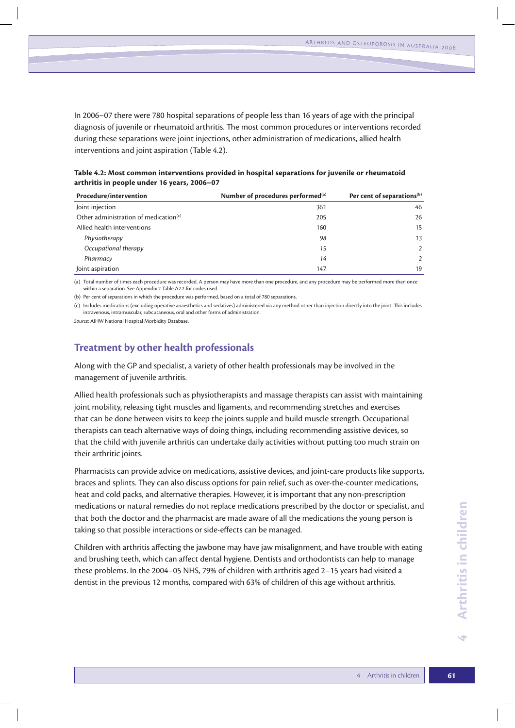In 2006–07 there were 780 hospital separations of people less than 16 years of age with the principal diagnosis of juvenile or rheumatoid arthritis. The most common procedures or interventions recorded during these separations were joint injections, other administration of medications, allied health interventions and joint aspiration (Table 4.2).

**Table 4.2: Most common interventions provided in hospital separations for juvenile or rheumatoid arthritis in people under 16 years, 2006–07**

| Procedure/intervention | Number of procedures performed[(a)] | Per cent of separations[(b)] |
|---|---|---|
| Joint injection | 361 | 46 |
| Other administration of medication[(c)] | 205 | 26 |
| Allied health interventions | 160 | 15 |
| *Physiotherapy* | *98* | *13* |
| *Occupational therapy* | *15* | *2* |
| *Pharmacy* | *14* | *2* |
| Joint aspiration | 147 | 19 |

(a) Total number of times each procedure was recorded. A person may have more than one procedure, and any procedure may be performed more than once within a separation. See Appendix 2 Table A2.2 for codes used.

(b) Per cent of separations in which the procedure was performed, based on a total of 780 separations.

(c) Includes medications (excluding operative anaesthetics and sedatives) administered via any method other than injection directly into the joint. This includes intravenous, intramuscular, subcutaneous, oral and other forms of administration.

*Source:* AIHW National Hospital Morbidity Database.

## Treatment by other health professionals

Along with the GP and specialist, a variety of other health professionals may be involved in the management of juvenile arthritis.

Allied health professionals such as physiotherapists and massage therapists can assist with maintaining joint mobility, releasing tight muscles and ligaments, and recommending stretches and exercises that can be done between visits to keep the joints supple and build muscle strength. Occupational therapists can teach alternative ways of doing things, including recommending assistive devices, so that the child with juvenile arthritis can undertake daily activities without putting too much strain on their arthritic joints.

Pharmacists can provide advice on medications, assistive devices, and joint-care products like supports, braces and splints. They can also discuss options for pain relief, such as over-the-counter medications, heat and cold packs, and alternative therapies. However, it is important that any non-prescription medications or natural remedies do not replace medications prescribed by the doctor or specialist, and that both the doctor and the pharmacist are made aware of all the medications the young person is taking so that possible interactions or side-effects can be managed.

Children with arthritis affecting the jawbone may have jaw misalignment, and have trouble with eating and brushing teeth, which can affect dental hygiene. Dentists and orthodontists can help to manage these problems. In the 2004–05 NHS, 79% of children with arthritis aged 2–15 years had visited a dentist in the previous 12 months, compared with 63% of children of this age without arthritis.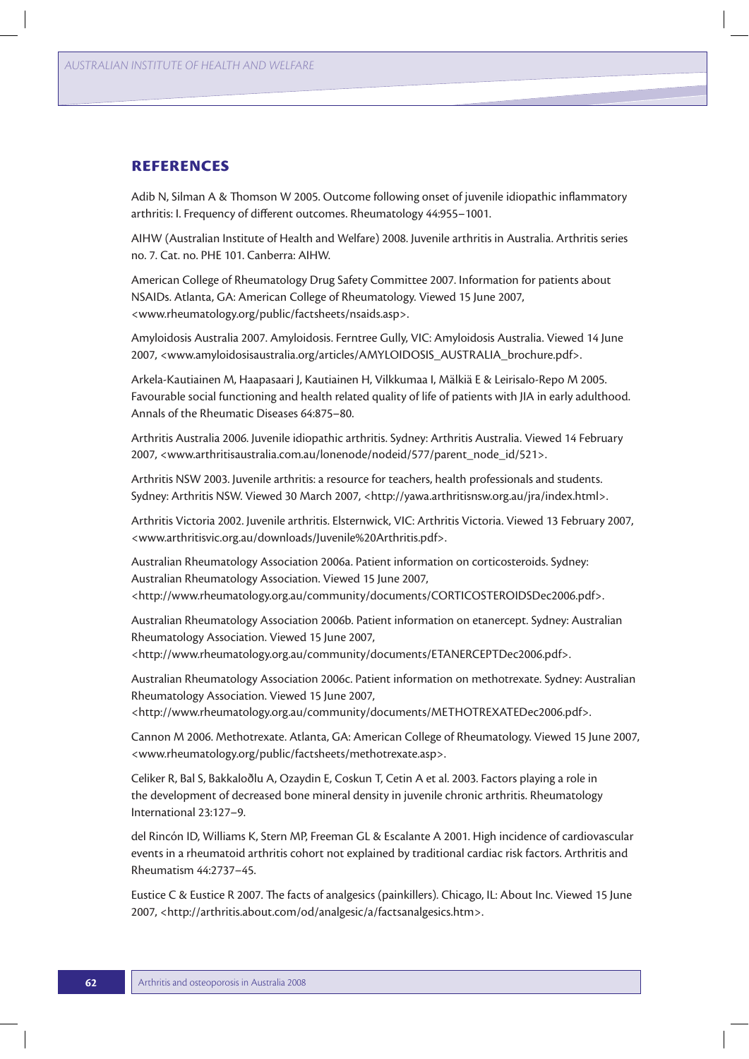## REFERENCES

Adib N, Silman A & Thomson W 2005. Outcome following onset of juvenile idiopathic inflammatory arthritis: I. Frequency of different outcomes. Rheumatology 44:955–1001.

AIHW (Australian Institute of Health and Welfare) 2008. Juvenile arthritis in Australia. Arthritis series no. 7. Cat. no. PHE 101. Canberra: AIHW.

American College of Rheumatology Drug Safety Committee 2007. Information for patients about NSAIDs. Atlanta, GA: American College of Rheumatology. Viewed 15 June 2007, <www.rheumatology.org/public/factsheets/nsaids.asp>.

Amyloidosis Australia 2007. Amyloidosis. Ferntree Gully, VIC: Amyloidosis Australia. Viewed 14 June 2007, <www.amyloidosisaustralia.org/articles/AMYLOIDOSIS_AUSTRALIA_brochure.pdf>.

Arkela-Kautiainen M, Haapasaari J, Kautiainen H, Vilkkumaa I, Mälkiä E & Leirisalo-Repo M 2005. Favourable social functioning and health related quality of life of patients with JIA in early adulthood. Annals of the Rheumatic Diseases 64:875–80.

Arthritis Australia 2006. Juvenile idiopathic arthritis. Sydney: Arthritis Australia. Viewed 14 February 2007, <www.arthritisaustralia.com.au/lonenode/nodeid/577/parent_node_id/521>.

Arthritis NSW 2003. Juvenile arthritis: a resource for teachers, health professionals and students. Sydney: Arthritis NSW. Viewed 30 March 2007, <http://yawa.arthritisnsw.org.au/jra/index.html>.

Arthritis Victoria 2002. Juvenile arthritis. Elsternwick, VIC: Arthritis Victoria. Viewed 13 February 2007, <www.arthritisvic.org.au/downloads/Juvenile%20Arthritis.pdf>.

Australian Rheumatology Association 2006a. Patient information on corticosteroids. Sydney: Australian Rheumatology Association. Viewed 15 June 2007, <http://www.rheumatology.org.au/community/documents/CORTICOSTEROIDSDec2006.pdf>.

Australian Rheumatology Association 2006b. Patient information on etanercept. Sydney: Australian Rheumatology Association. Viewed 15 June 2007, <http://www.rheumatology.org.au/community/documents/ETANERCEPTDec2006.pdf>.

Australian Rheumatology Association 2006c. Patient information on methotrexate. Sydney: Australian Rheumatology Association. Viewed 15 June 2007, <http://www.rheumatology.org.au/community/documents/METHOTREXATEDec2006.pdf>.

Cannon M 2006. Methotrexate. Atlanta, GA: American College of Rheumatology. Viewed 15 June 2007, <www.rheumatology.org/public/factsheets/methotrexate.asp>.

Celiker R, Bal S, Bakkaloðlu A, Ozaydin E, Coskun T, Cetin A et al. 2003. Factors playing a role in the development of decreased bone mineral density in juvenile chronic arthritis. Rheumatology International 23:127–9.

del Rincón ID, Williams K, Stern MP, Freeman GL & Escalante A 2001. High incidence of cardiovascular events in a rheumatoid arthritis cohort not explained by traditional cardiac risk factors. Arthritis and Rheumatism 44:2737–45.

Eustice C & Eustice R 2007. The facts of analgesics (painkillers). Chicago, IL: About Inc. Viewed 15 June 2007, <http://arthritis.about.com/od/analgesic/a/factsanalgesics.htm>.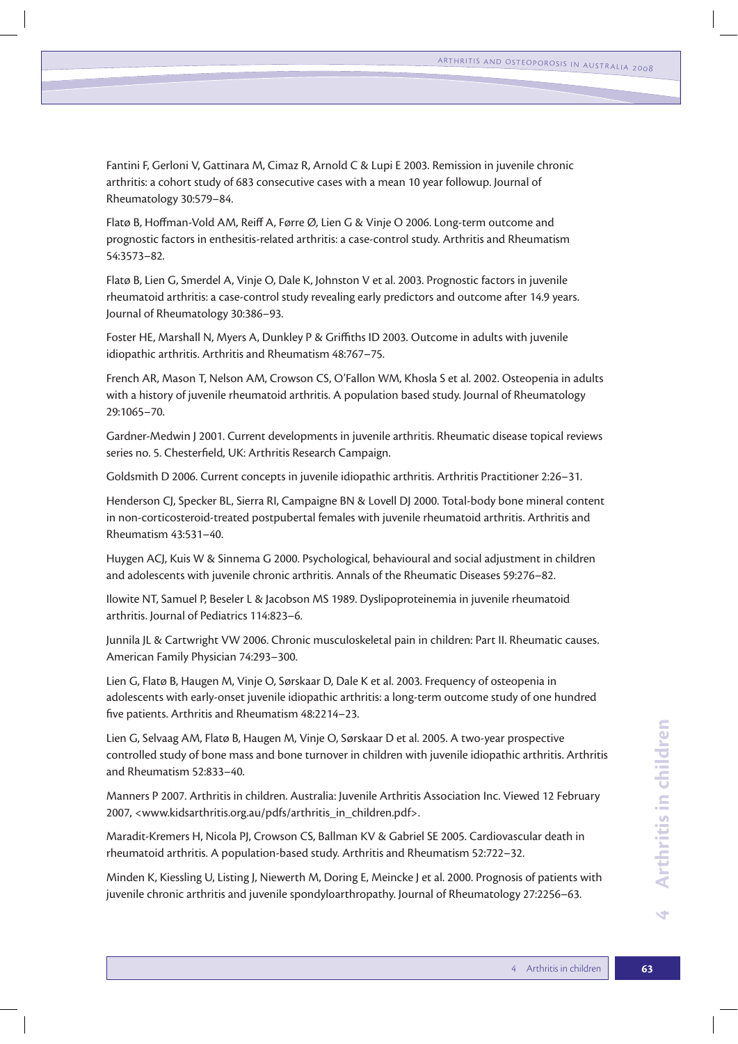Fantini F, Gerloni V, Gattinara M, Cimaz R, Arnold C & Lupi E 2003. Remission in juvenile chronic arthritis: a cohort study of 683 consecutive cases with a mean 10 year followup. Journal of Rheumatology 30:579–84.

Flatø B, Hoffman-Vold AM, Reiff A, Førre Ø, Lien G & Vinje O 2006. Long-term outcome and prognostic factors in enthesitis-related arthritis: a case-control study. Arthritis and Rheumatism 54:3573–82.

Flatø B, Lien G, Smerdel A, Vinje O, Dale K, Johnston V et al. 2003. Prognostic factors in juvenile rheumatoid arthritis: a case-control study revealing early predictors and outcome after 14.9 years. Journal of Rheumatology 30:386–93.

Foster HE, Marshall N, Myers A, Dunkley P & Griffiths ID 2003. Outcome in adults with juvenile idiopathic arthritis. Arthritis and Rheumatism 48:767–75.

French AR, Mason T, Nelson AM, Crowson CS, O'Fallon WM, Khosla S et al. 2002. Osteopenia in adults with a history of juvenile rheumatoid arthritis. A population based study. Journal of Rheumatology 29:1065–70.

Gardner-Medwin J 2001. Current developments in juvenile arthritis. Rheumatic disease topical reviews series no. 5. Chesterfield, UK: Arthritis Research Campaign.

Goldsmith D 2006. Current concepts in juvenile idiopathic arthritis. Arthritis Practitioner 2:26–31.

Henderson CJ, Specker BL, Sierra RI, Campaigne BN & Lovell DJ 2000. Total-body bone mineral content in non-corticosteroid-treated postpubertal females with juvenile rheumatoid arthritis. Arthritis and Rheumatism 43:531–40.

Huygen ACJ, Kuis W & Sinnema G 2000. Psychological, behavioural and social adjustment in children and adolescents with juvenile chronic arthritis. Annals of the Rheumatic Diseases 59:276–82.

Ilowite NT, Samuel P, Beseler L & Jacobson MS 1989. Dyslipoproteinemia in juvenile rheumatoid arthritis. Journal of Pediatrics 114:823–6.

Junnila JL & Cartwright VW 2006. Chronic musculoskeletal pain in children: Part II. Rheumatic causes. American Family Physician 74:293–300.

Lien G, Flatø B, Haugen M, Vinje O, Sørskaar D, Dale K et al. 2003. Frequency of osteopenia in adolescents with early-onset juvenile idiopathic arthritis: a long-term outcome study of one hundred five patients. Arthritis and Rheumatism 48:2214–23.

Lien G, Selvaag AM, Flatø B, Haugen M, Vinje O, Sørskaar D et al. 2005. A two-year prospective controlled study of bone mass and bone turnover in children with juvenile idiopathic arthritis. Arthritis and Rheumatism 52:833–40.

Manners P 2007. Arthritis in children. Australia: Juvenile Arthritis Association Inc. Viewed 12 February 2007, <www.kidsarthritis.org.au/pdfs/arthritis_in_children.pdf>.

Maradit-Kremers H, Nicola PJ, Crowson CS, Ballman KV & Gabriel SE 2005. Cardiovascular death in rheumatoid arthritis. A population-based study. Arthritis and Rheumatism 52:722–32.

Minden K, Kiessling U, Listing J, Niewerth M, Doring E, Meincke J et al. 2000. Prognosis of patients with juvenile chronic arthritis and juvenile spondyloarthropathy. Journal of Rheumatology 27:2256–63.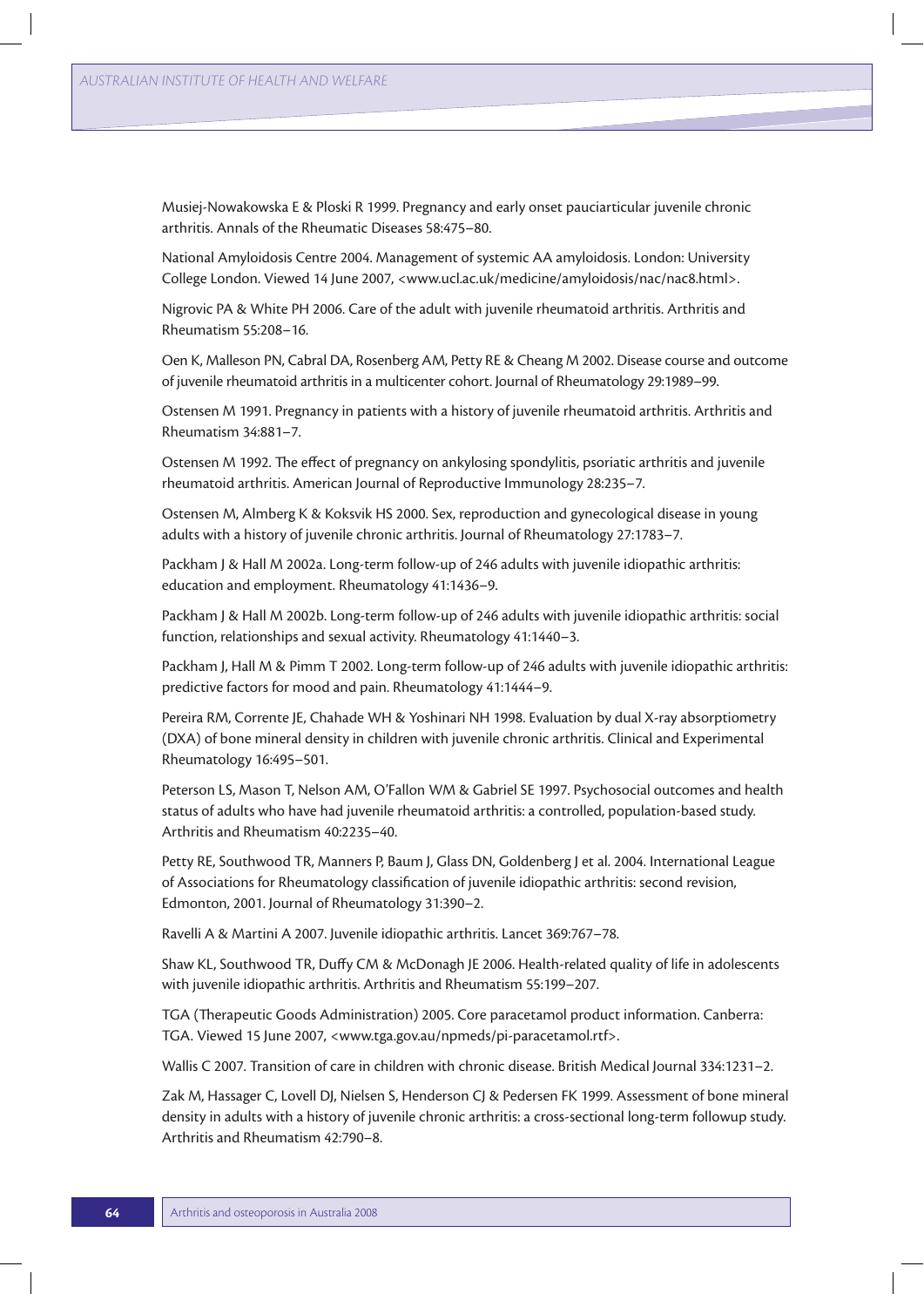Musiej-Nowakowska E & Ploski R 1999. Pregnancy and early onset pauciarticular juvenile chronic arthritis. Annals of the Rheumatic Diseases 58:475–80.

National Amyloidosis Centre 2004. Management of systemic AA amyloidosis. London: University College London. Viewed 14 June 2007, <www.ucl.ac.uk/medicine/amyloidosis/nac/nac8.html>.

Nigrovic PA & White PH 2006. Care of the adult with juvenile rheumatoid arthritis. Arthritis and Rheumatism 55:208–16.

Oen K, Malleson PN, Cabral DA, Rosenberg AM, Petty RE & Cheang M 2002. Disease course and outcome of juvenile rheumatoid arthritis in a multicenter cohort. Journal of Rheumatology 29:1989–99.

Ostensen M 1991. Pregnancy in patients with a history of juvenile rheumatoid arthritis. Arthritis and Rheumatism 34:881–7.

Ostensen M 1992. The effect of pregnancy on ankylosing spondylitis, psoriatic arthritis and juvenile rheumatoid arthritis. American Journal of Reproductive Immunology 28:235–7.

Ostensen M, Almberg K & Koksvik HS 2000. Sex, reproduction and gynecological disease in young adults with a history of juvenile chronic arthritis. Journal of Rheumatology 27:1783–7.

Packham J & Hall M 2002a. Long-term follow-up of 246 adults with juvenile idiopathic arthritis: education and employment. Rheumatology 41:1436–9.

Packham J & Hall M 2002b. Long-term follow-up of 246 adults with juvenile idiopathic arthritis: social function, relationships and sexual activity. Rheumatology 41:1440–3.

Packham J, Hall M & Pimm T 2002. Long-term follow-up of 246 adults with juvenile idiopathic arthritis: predictive factors for mood and pain. Rheumatology 41:1444–9.

Pereira RM, Corrente JE, Chahade WH & Yoshinari NH 1998. Evaluation by dual X-ray absorptiometry (DXA) of bone mineral density in children with juvenile chronic arthritis. Clinical and Experimental Rheumatology 16:495–501.

Peterson LS, Mason T, Nelson AM, O'Fallon WM & Gabriel SE 1997. Psychosocial outcomes and health status of adults who have had juvenile rheumatoid arthritis: a controlled, population-based study. Arthritis and Rheumatism 40:2235–40.

Petty RE, Southwood TR, Manners P, Baum J, Glass DN, Goldenberg J et al. 2004. International League of Associations for Rheumatology classification of juvenile idiopathic arthritis: second revision, Edmonton, 2001. Journal of Rheumatology 31:390–2.

Ravelli A & Martini A 2007. Juvenile idiopathic arthritis. Lancet 369:767–78.

Shaw KL, Southwood TR, Duffy CM & McDonagh JE 2006. Health-related quality of life in adolescents with juvenile idiopathic arthritis. Arthritis and Rheumatism 55:199–207.

TGA (Therapeutic Goods Administration) 2005. Core paracetamol product information. Canberra: TGA. Viewed 15 June 2007, <www.tga.gov.au/npmeds/pi-paracetamol.rtf>.

Wallis C 2007. Transition of care in children with chronic disease. British Medical Journal 334:1231–2.

Zak M, Hassager C, Lovell DJ, Nielsen S, Henderson CJ & Pedersen FK 1999. Assessment of bone mineral density in adults with a history of juvenile chronic arthritis: a cross-sectional long-term followup study. Arthritis and Rheumatism 42:790–8.